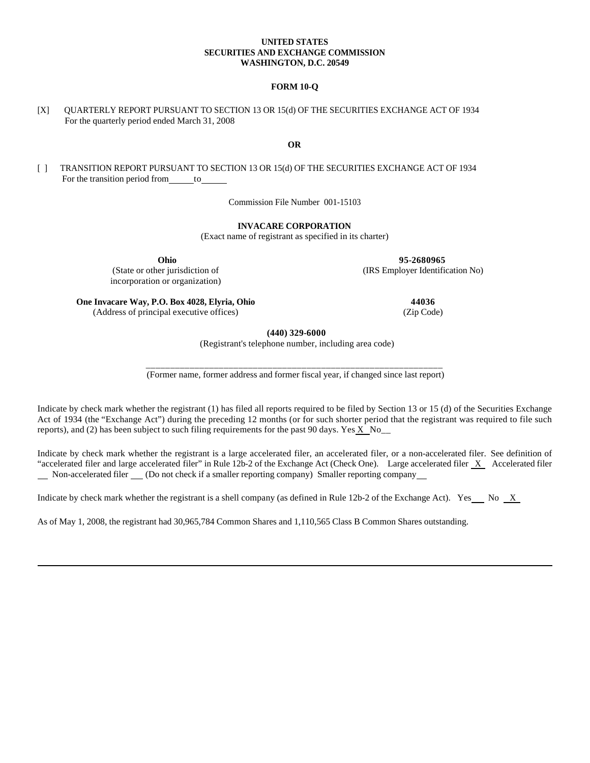**UNITED STATES**
**SECURITIES AND EXCHANGE COMMISSION**
**WASHINGTON, D.C. 20549**

**FORM 10-Q**

[X] QUARTERLY REPORT PURSUANT TO SECTION 13 OR 15(d) OF THE SECURITIES EXCHANGE ACT OF 1934
For the quarterly period ended March 31, 2008

**OR**

[ ] TRANSITION REPORT PURSUANT TO SECTION 13 OR 15(d) OF THE SECURITIES EXCHANGE ACT OF 1934
For the transition period from\_\_\_\_\_to\_\_\_\_\_

Commission File Number 001-15103

**INVACARE CORPORATION**
(Exact name of registrant as specified in its charter)

| **Ohio** | **95-2680965** |
|---|---|
| (State or other jurisdiction of incorporation or organization) | (IRS Employer Identification No) |
| **One Invacare Way, P.O. Box 4028, Elyria, Ohio** | **44036** |
| (Address of principal executive offices) | (Zip Code) |

**(440) 329-6000**
(Registrant's telephone number, including area code)

\_\_\_\_\_\_\_\_\_\_\_\_\_\_\_\_\_\_\_\_\_\_\_\_\_\_\_\_\_\_\_\_\_\_\_\_\_\_\_\_\_\_\_\_\_\_\_\_\_\_\_\_\_\_\_\_\_\_
(Former name, former address and former fiscal year, if changed since last report)

Indicate by check mark whether the registrant (1) has filed all reports required to be filed by Section 13 or 15 (d) of the Securities Exchange Act of 1934 (the "Exchange Act") during the preceding 12 months (or for such shorter period that the registrant was required to file such reports), and (2) has been subject to such filing requirements for the past 90 days. Yes X No\_\_

Indicate by check mark whether the registrant is a large accelerated filer, an accelerated filer, or a non-accelerated filer. See definition of "accelerated filer and large accelerated filer" in Rule 12b-2 of the Exchange Act (Check One). Large accelerated filer X Accelerated filer \_\_ Non-accelerated filer \_\_ (Do not check if a smaller reporting company) Smaller reporting company\_\_

Indicate by check mark whether the registrant is a shell company (as defined in Rule 12b-2 of the Exchange Act). Yes\_\_ No X

As of May 1, 2008, the registrant had 30,965,784 Common Shares and 1,110,565 Class B Common Shares outstanding.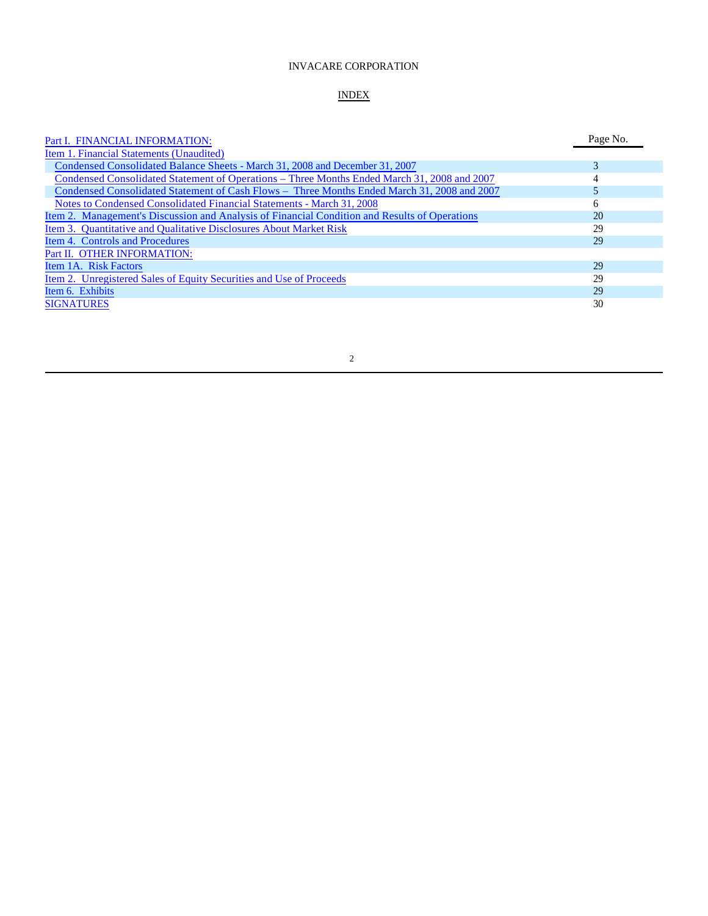INVACARE CORPORATION

INDEX

| | Page No. |
|---|---|
| Part I. FINANCIAL INFORMATION: | |
| Item 1. Financial Statements (Unaudited) | |
| Condensed Consolidated Balance Sheets - March 31, 2008 and December 31, 2007 | 3 |
| Condensed Consolidated Statement of Operations – Three Months Ended March 31, 2008 and 2007 | 4 |
| Condensed Consolidated Statement of Cash Flows – Three Months Ended March 31, 2008 and 2007 | 5 |
| Notes to Condensed Consolidated Financial Statements - March 31, 2008 | 6 |
| Item 2. Management's Discussion and Analysis of Financial Condition and Results of Operations | 20 |
| Item 3. Quantitative and Qualitative Disclosures About Market Risk | 29 |
| Item 4. Controls and Procedures | 29 |
| Part II. OTHER INFORMATION: | |
| Item 1A. Risk Factors | 29 |
| Item 2. Unregistered Sales of Equity Securities and Use of Proceeds | 29 |
| Item 6. Exhibits | 29 |
| SIGNATURES | 30 |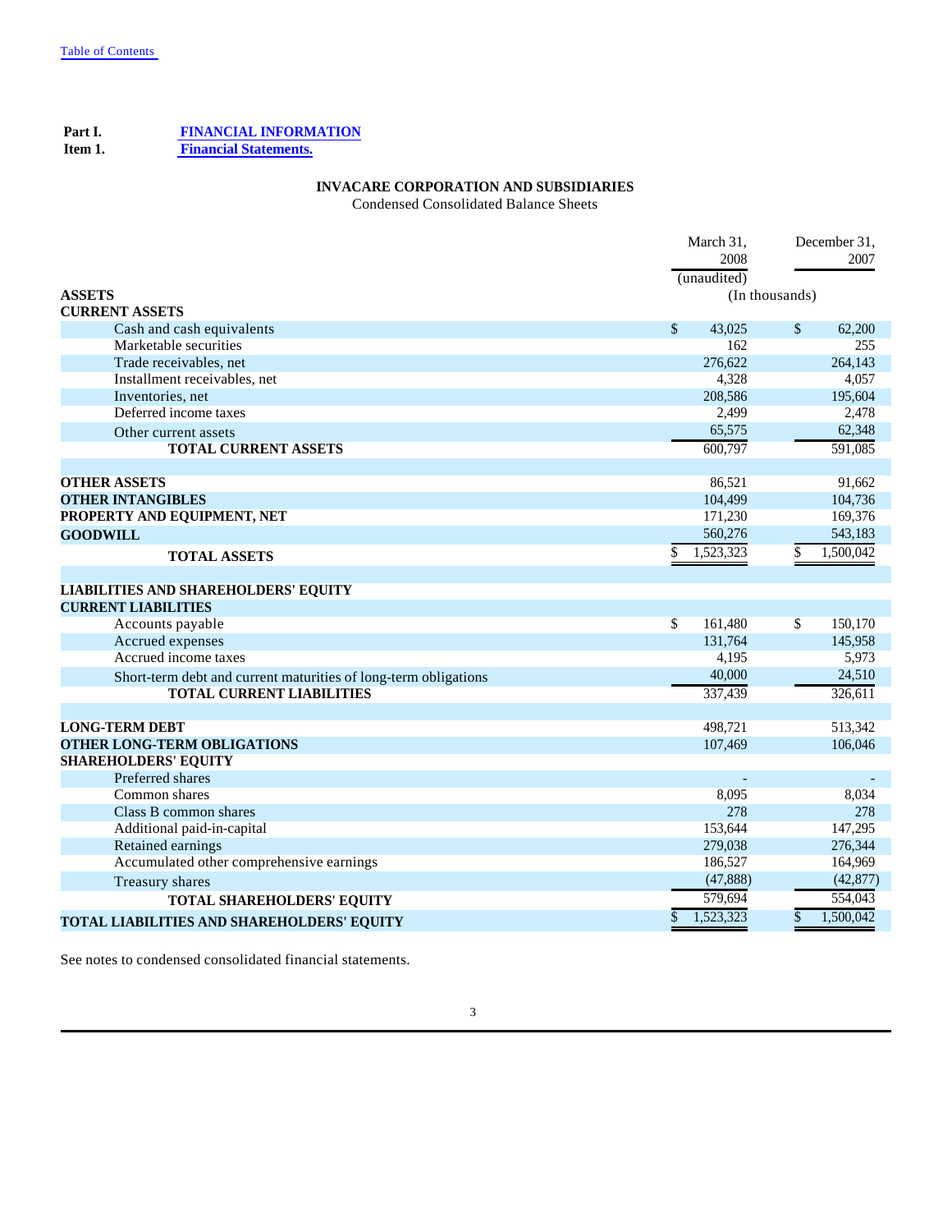Table of Contents

**Part I.** **FINANCIAL INFORMATION**

**Item 1.** **Financial Statements.**

## INVACARE CORPORATION AND SUBSIDIARIES

Condensed Consolidated Balance Sheets

| | March 31, 2008 (unaudited) | December 31, 2007 |
|---|---|---|
| | (In thousands) | |
| **ASSETS** | | |
| **CURRENT ASSETS** | | |
| Cash and cash equivalents | $ 43,025 | $ 62,200 |
| Marketable securities | 162 | 255 |
| Trade receivables, net | 276,622 | 264,143 |
| Installment receivables, net | 4,328 | 4,057 |
| Inventories, net | 208,586 | 195,604 |
| Deferred income taxes | 2,499 | 2,478 |
| Other current assets | 65,575 | 62,348 |
| **TOTAL CURRENT ASSETS** | 600,797 | 591,085 |
| | | |
| **OTHER ASSETS** | 86,521 | 91,662 |
| **OTHER INTANGIBLES** | 104,499 | 104,736 |
| **PROPERTY AND EQUIPMENT, NET** | 171,230 | 169,376 |
| **GOODWILL** | 560,276 | 543,183 |
| **TOTAL ASSETS** | $ 1,523,323 | $ 1,500,042 |
| | | |
| **LIABILITIES AND SHAREHOLDERS' EQUITY** | | |
| **CURRENT LIABILITIES** | | |
| Accounts payable | $ 161,480 | $ 150,170 |
| Accrued expenses | 131,764 | 145,958 |
| Accrued income taxes | 4,195 | 5,973 |
| Short-term debt and current maturities of long-term obligations | 40,000 | 24,510 |
| **TOTAL CURRENT LIABILITIES** | 337,439 | 326,611 |
| | | |
| **LONG-TERM DEBT** | 498,721 | 513,342 |
| **OTHER LONG-TERM OBLIGATIONS** | 107,469 | 106,046 |
| **SHAREHOLDERS' EQUITY** | | |
| Preferred shares | - | - |
| Common shares | 8,095 | 8,034 |
| Class B common shares | 278 | 278 |
| Additional paid-in-capital | 153,644 | 147,295 |
| Retained earnings | 279,038 | 276,344 |
| Accumulated other comprehensive earnings | 186,527 | 164,969 |
| Treasury shares | (47,888) | (42,877) |
| **TOTAL SHAREHOLDERS' EQUITY** | 579,694 | 554,043 |
| **TOTAL LIABILITIES AND SHAREHOLDERS' EQUITY** | $ 1,523,323 | $ 1,500,042 |

See notes to condensed consolidated financial statements.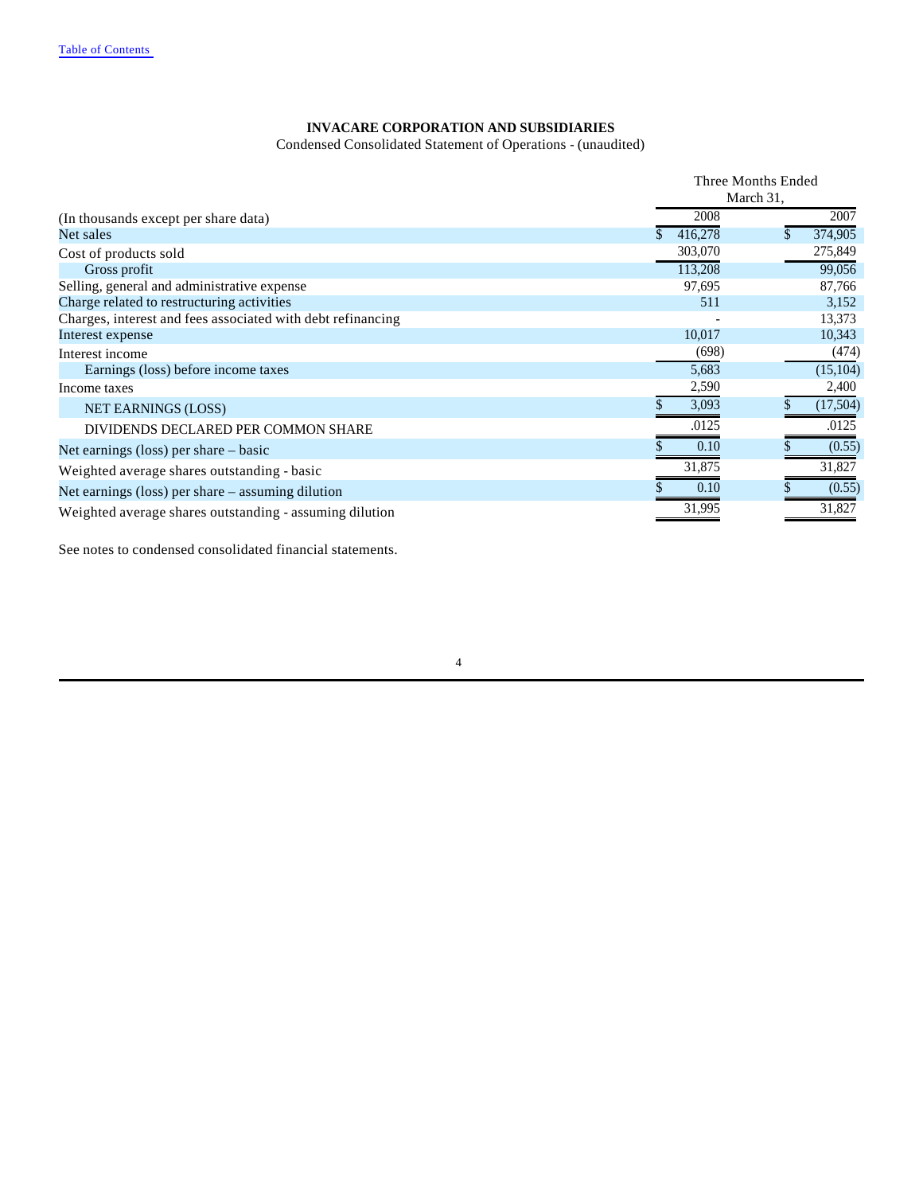**INVACARE CORPORATION AND SUBSIDIARIES**

Condensed Consolidated Statement of Operations - (unaudited)

| (In thousands except per share data) | Three Months Ended March 31, 2008 | 2007 |
|---|---|---|
| Net sales | $ 416,278 | $ 374,905 |
| Cost of products sold | 303,070 | 275,849 |
| Gross profit | 113,208 | 99,056 |
| Selling, general and administrative expense | 97,695 | 87,766 |
| Charge related to restructuring activities | 511 | 3,152 |
| Charges, interest and fees associated with debt refinancing | - | 13,373 |
| Interest expense | 10,017 | 10,343 |
| Interest income | (698) | (474) |
| Earnings (loss) before income taxes | 5,683 | (15,104) |
| Income taxes | 2,590 | 2,400 |
| NET EARNINGS (LOSS) | $ 3,093 | $ (17,504) |
| DIVIDENDS DECLARED PER COMMON SHARE | .0125 | .0125 |
| Net earnings (loss) per share – basic | $ 0.10 | $ (0.55) |
| Weighted average shares outstanding - basic | 31,875 | 31,827 |
| Net earnings (loss) per share – assuming dilution | $ 0.10 | $ (0.55) |
| Weighted average shares outstanding - assuming dilution | 31,995 | 31,827 |

See notes to condensed consolidated financial statements.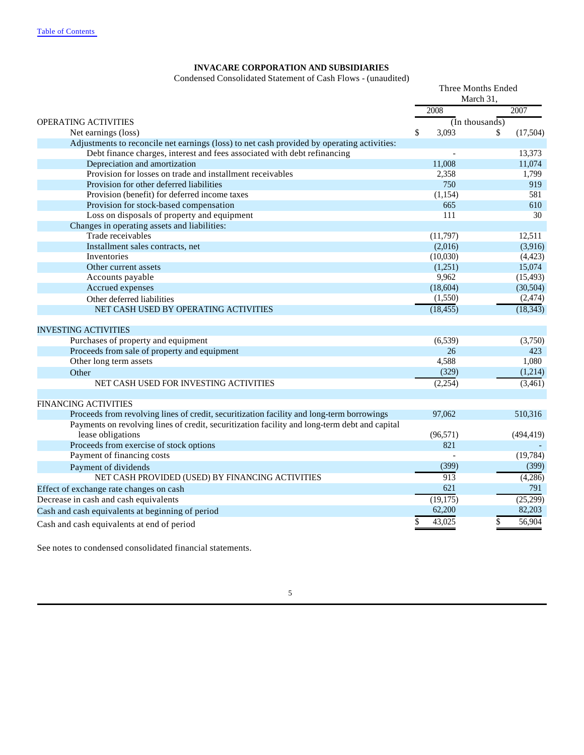**INVACARE CORPORATION AND SUBSIDIARIES**

Condensed Consolidated Statement of Cash Flows - (unaudited)

| | Three Months Ended March 31, | |
|---|---|---|
| | 2008 | 2007 |
| | (In thousands) | |
| **OPERATING ACTIVITIES** | | |
| Net earnings (loss) | $ 3,093 | $ (17,504) |
| Adjustments to reconcile net earnings (loss) to net cash provided by operating activities: | | |
| Debt finance charges, interest and fees associated with debt refinancing | - | 13,373 |
| Depreciation and amortization | 11,008 | 11,074 |
| Provision for losses on trade and installment receivables | 2,358 | 1,799 |
| Provision for other deferred liabilities | 750 | 919 |
| Provision (benefit) for deferred income taxes | (1,154) | 581 |
| Provision for stock-based compensation | 665 | 610 |
| Loss on disposals of property and equipment | 111 | 30 |
| Changes in operating assets and liabilities: | | |
| Trade receivables | (11,797) | 12,511 |
| Installment sales contracts, net | (2,016) | (3,916) |
| Inventories | (10,030) | (4,423) |
| Other current assets | (1,251) | 15,074 |
| Accounts payable | 9,962 | (15,493) |
| Accrued expenses | (18,604) | (30,504) |
| Other deferred liabilities | (1,550) | (2,474) |
| NET CASH USED BY OPERATING ACTIVITIES | (18,455) | (18,343) |
| **INVESTING ACTIVITIES** | | |
| Purchases of property and equipment | (6,539) | (3,750) |
| Proceeds from sale of property and equipment | 26 | 423 |
| Other long term assets | 4,588 | 1,080 |
| Other | (329) | (1,214) |
| NET CASH USED FOR INVESTING ACTIVITIES | (2,254) | (3,461) |
| **FINANCING ACTIVITIES** | | |
| Proceeds from revolving lines of credit, securitization facility and long-term borrowings | 97,062 | 510,316 |
| Payments on revolving lines of credit, securitization facility and long-term debt and capital lease obligations | (96,571) | (494,419) |
| Proceeds from exercise of stock options | 821 | - |
| Payment of financing costs | - | (19,784) |
| Payment of dividends | (399) | (399) |
| NET CASH PROVIDED (USED) BY FINANCING ACTIVITIES | 913 | (4,286) |
| Effect of exchange rate changes on cash | 621 | 791 |
| Decrease in cash and cash equivalents | (19,175) | (25,299) |
| Cash and cash equivalents at beginning of period | 62,200 | 82,203 |
| Cash and cash equivalents at end of period | $ 43,025 | $ 56,904 |

See notes to condensed consolidated financial statements.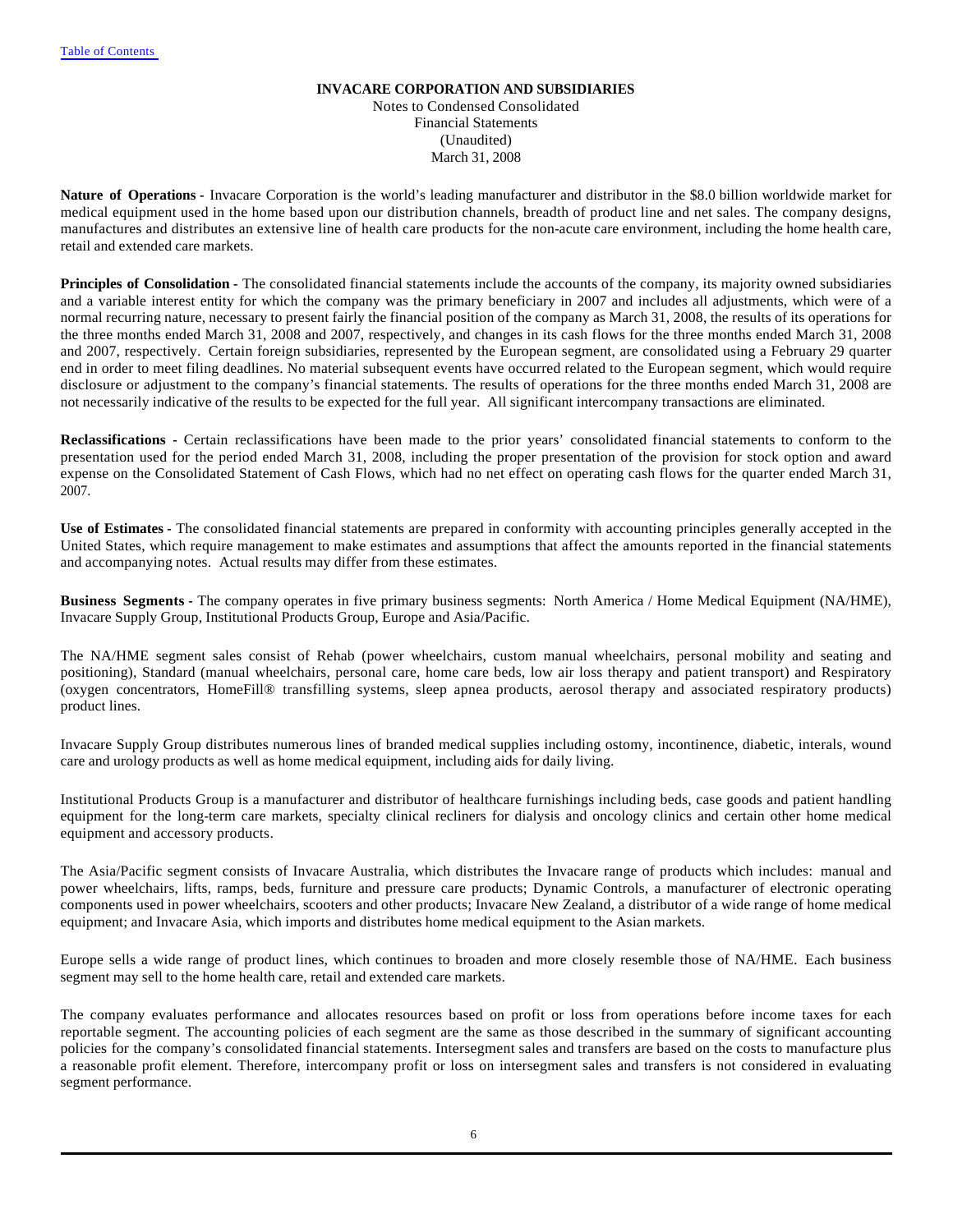**INVACARE CORPORATION AND SUBSIDIARIES**

Notes to Condensed Consolidated
Financial Statements
(Unaudited)
March 31, 2008

**Nature of Operations -** Invacare Corporation is the world's leading manufacturer and distributor in the $8.0 billion worldwide market for medical equipment used in the home based upon our distribution channels, breadth of product line and net sales. The company designs, manufactures and distributes an extensive line of health care products for the non-acute care environment, including the home health care, retail and extended care markets.

**Principles of Consolidation -** The consolidated financial statements include the accounts of the company, its majority owned subsidiaries and a variable interest entity for which the company was the primary beneficiary in 2007 and includes all adjustments, which were of a normal recurring nature, necessary to present fairly the financial position of the company as March 31, 2008, the results of its operations for the three months ended March 31, 2008 and 2007, respectively, and changes in its cash flows for the three months ended March 31, 2008 and 2007, respectively. Certain foreign subsidiaries, represented by the European segment, are consolidated using a February 29 quarter end in order to meet filing deadlines. No material subsequent events have occurred related to the European segment, which would require disclosure or adjustment to the company's financial statements. The results of operations for the three months ended March 31, 2008 are not necessarily indicative of the results to be expected for the full year. All significant intercompany transactions are eliminated.

**Reclassifications -** Certain reclassifications have been made to the prior years' consolidated financial statements to conform to the presentation used for the period ended March 31, 2008, including the proper presentation of the provision for stock option and award expense on the Consolidated Statement of Cash Flows, which had no net effect on operating cash flows for the quarter ended March 31, 2007.

**Use of Estimates -** The consolidated financial statements are prepared in conformity with accounting principles generally accepted in the United States, which require management to make estimates and assumptions that affect the amounts reported in the financial statements and accompanying notes. Actual results may differ from these estimates.

**Business Segments -** The company operates in five primary business segments: North America / Home Medical Equipment (NA/HME), Invacare Supply Group, Institutional Products Group, Europe and Asia/Pacific.

The NA/HME segment sales consist of Rehab (power wheelchairs, custom manual wheelchairs, personal mobility and seating and positioning), Standard (manual wheelchairs, personal care, home care beds, low air loss therapy and patient transport) and Respiratory (oxygen concentrators, HomeFill® transfilling systems, sleep apnea products, aerosol therapy and associated respiratory products) product lines.

Invacare Supply Group distributes numerous lines of branded medical supplies including ostomy, incontinence, diabetic, interals, wound care and urology products as well as home medical equipment, including aids for daily living.

Institutional Products Group is a manufacturer and distributor of healthcare furnishings including beds, case goods and patient handling equipment for the long-term care markets, specialty clinical recliners for dialysis and oncology clinics and certain other home medical equipment and accessory products.

The Asia/Pacific segment consists of Invacare Australia, which distributes the Invacare range of products which includes: manual and power wheelchairs, lifts, ramps, beds, furniture and pressure care products; Dynamic Controls, a manufacturer of electronic operating components used in power wheelchairs, scooters and other products; Invacare New Zealand, a distributor of a wide range of home medical equipment; and Invacare Asia, which imports and distributes home medical equipment to the Asian markets.

Europe sells a wide range of product lines, which continues to broaden and more closely resemble those of NA/HME. Each business segment may sell to the home health care, retail and extended care markets.

The company evaluates performance and allocates resources based on profit or loss from operations before income taxes for each reportable segment. The accounting policies of each segment are the same as those described in the summary of significant accounting policies for the company's consolidated financial statements. Intersegment sales and transfers are based on the costs to manufacture plus a reasonable profit element. Therefore, intercompany profit or loss on intersegment sales and transfers is not considered in evaluating segment performance.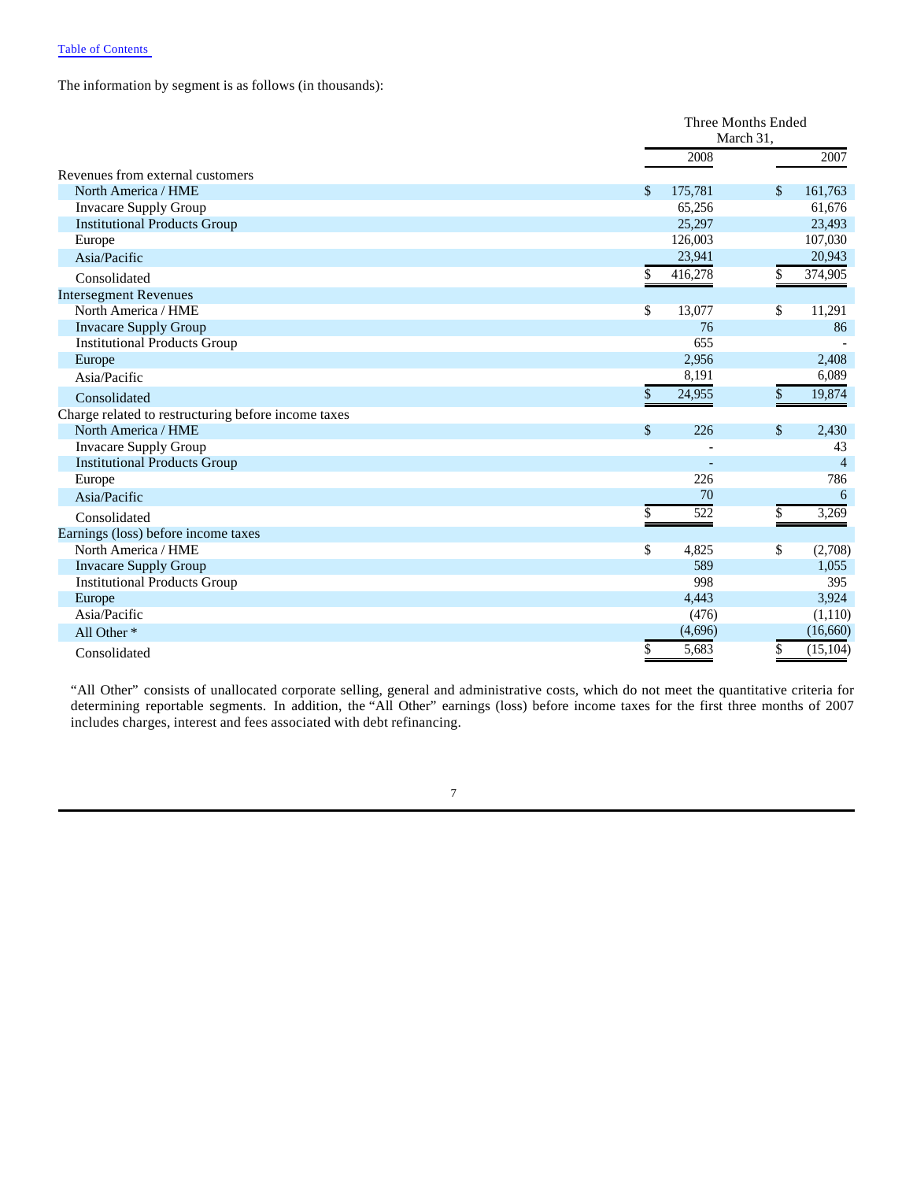Table of Contents

The information by segment is as follows (in thousands):

| | Three Months Ended March 31, | |
|---|---|---|
| | 2008 | 2007 |
| **Revenues from external customers** | | |
| North America / HME | $ 175,781 | $ 161,763 |
| Invacare Supply Group | 65,256 | 61,676 |
| Institutional Products Group | 25,297 | 23,493 |
| Europe | 126,003 | 107,030 |
| Asia/Pacific | 23,941 | 20,943 |
| Consolidated | $ 416,278 | $ 374,905 |
| **Intersegment Revenues** | | |
| North America / HME | $ 13,077 | $ 11,291 |
| Invacare Supply Group | 76 | 86 |
| Institutional Products Group | 655 | - |
| Europe | 2,956 | 2,408 |
| Asia/Pacific | 8,191 | 6,089 |
| Consolidated | $ 24,955 | $ 19,874 |
| **Charge related to restructuring before income taxes** | | |
| North America / HME | $ 226 | $ 2,430 |
| Invacare Supply Group | - | 43 |
| Institutional Products Group | - | 4 |
| Europe | 226 | 786 |
| Asia/Pacific | 70 | 6 |
| Consolidated | $ 522 | $ 3,269 |
| **Earnings (loss) before income taxes** | | |
| North America / HME | $ 4,825 | $ (2,708) |
| Invacare Supply Group | 589 | 1,055 |
| Institutional Products Group | 998 | 395 |
| Europe | 4,443 | 3,924 |
| Asia/Pacific | (476) | (1,110) |
| All Other * | (4,696) | (16,660) |
| Consolidated | $ 5,683 | $ (15,104) |

"All Other" consists of unallocated corporate selling, general and administrative costs, which do not meet the quantitative criteria for determining reportable segments. In addition, the "All Other" earnings (loss) before income taxes for the first three months of 2007 includes charges, interest and fees associated with debt refinancing.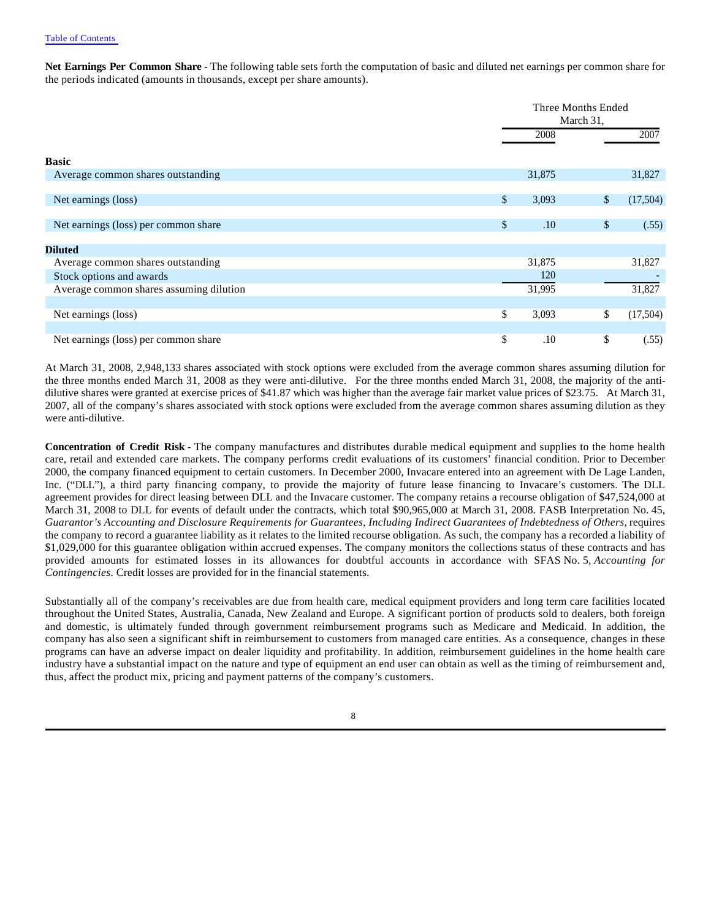**Net Earnings Per Common Share -** The following table sets forth the computation of basic and diluted net earnings per common share for the periods indicated (amounts in thousands, except per share amounts).

| | Three Months Ended March 31, | |
|---|---|---|
| | 2008 | 2007 |
| **Basic** | | |
| Average common shares outstanding | 31,875 | 31,827 |
| Net earnings (loss) | $ 3,093 | $ (17,504) |
| Net earnings (loss) per common share | $ .10 | $ (.55) |
| **Diluted** | | |
| Average common shares outstanding | 31,875 | 31,827 |
| Stock options and awards | 120 | - |
| Average common shares assuming dilution | 31,995 | 31,827 |
| Net earnings (loss) | $ 3,093 | $ (17,504) |
| Net earnings (loss) per common share | $ .10 | $ (.55) |

At March 31, 2008, 2,948,133 shares associated with stock options were excluded from the average common shares assuming dilution for the three months ended March 31, 2008 as they were anti-dilutive. For the three months ended March 31, 2008, the majority of the anti-dilutive shares were granted at exercise prices of $41.87 which was higher than the average fair market value prices of $23.75. At March 31, 2007, all of the company's shares associated with stock options were excluded from the average common shares assuming dilution as they were anti-dilutive.

**Concentration of Credit Risk -** The company manufactures and distributes durable medical equipment and supplies to the home health care, retail and extended care markets. The company performs credit evaluations of its customers' financial condition. Prior to December 2000, the company financed equipment to certain customers. In December 2000, Invacare entered into an agreement with De Lage Landen, Inc. ("DLL"), a third party financing company, to provide the majority of future lease financing to Invacare's customers. The DLL agreement provides for direct leasing between DLL and the Invacare customer. The company retains a recourse obligation of $47,524,000 at March 31, 2008 to DLL for events of default under the contracts, which total $90,965,000 at March 31, 2008. FASB Interpretation No. 45, *Guarantor's Accounting and Disclosure Requirements for Guarantees, Including Indirect Guarantees of Indebtedness of Others*, requires the company to record a guarantee liability as it relates to the limited recourse obligation. As such, the company has a recorded a liability of $1,029,000 for this guarantee obligation within accrued expenses. The company monitors the collections status of these contracts and has provided amounts for estimated losses in its allowances for doubtful accounts in accordance with SFAS No. 5, *Accounting for Contingencies*. Credit losses are provided for in the financial statements.

Substantially all of the company's receivables are due from health care, medical equipment providers and long term care facilities located throughout the United States, Australia, Canada, New Zealand and Europe. A significant portion of products sold to dealers, both foreign and domestic, is ultimately funded through government reimbursement programs such as Medicare and Medicaid. In addition, the company has also seen a significant shift in reimbursement to customers from managed care entities. As a consequence, changes in these programs can have an adverse impact on dealer liquidity and profitability. In addition, reimbursement guidelines in the home health care industry have a substantial impact on the nature and type of equipment an end user can obtain as well as the timing of reimbursement and, thus, affect the product mix, pricing and payment patterns of the company's customers.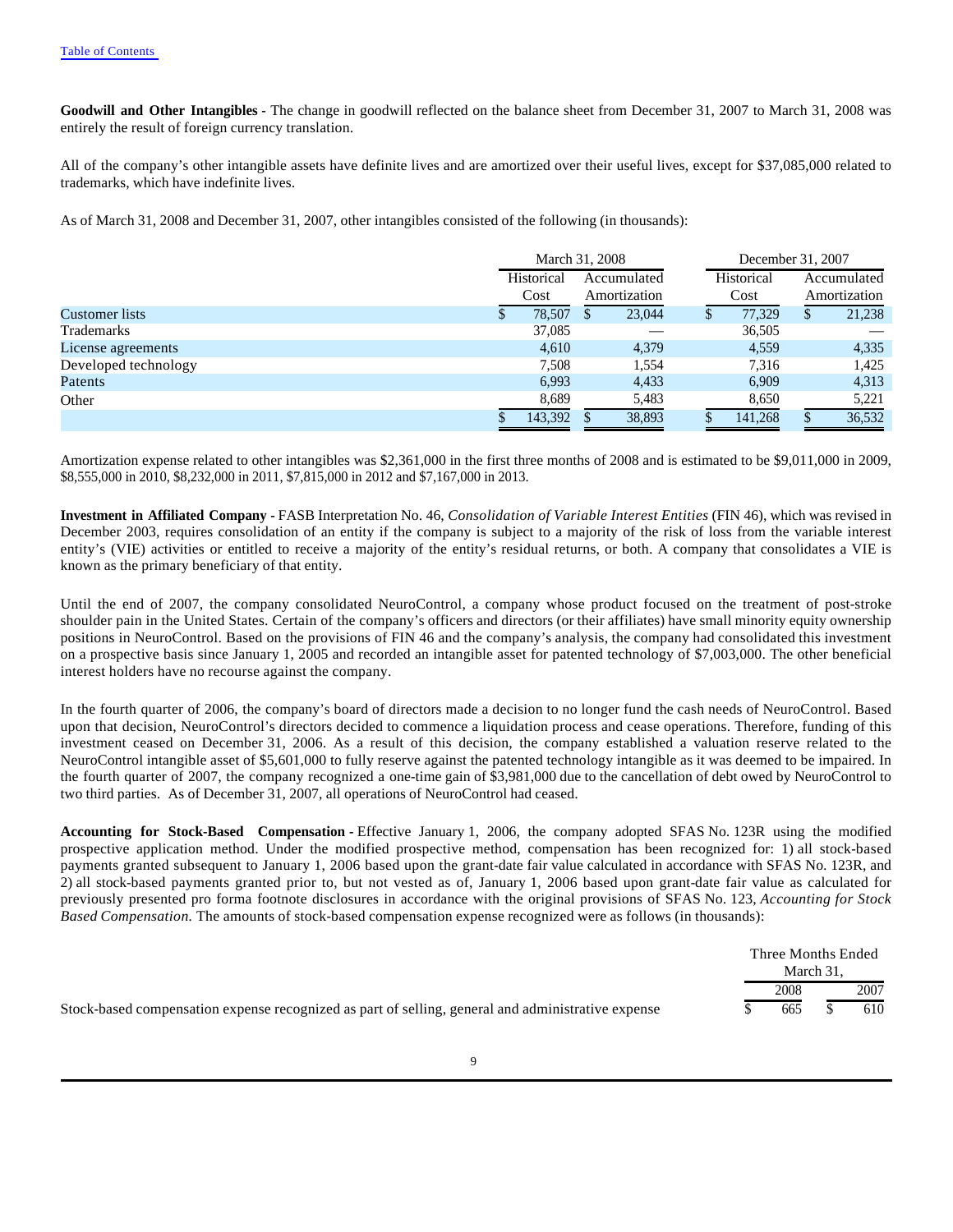**Goodwill and Other Intangibles -** The change in goodwill reflected on the balance sheet from December 31, 2007 to March 31, 2008 was entirely the result of foreign currency translation.

All of the company's other intangible assets have definite lives and are amortized over their useful lives, except for $37,085,000 related to trademarks, which have indefinite lives.

As of March 31, 2008 and December 31, 2007, other intangibles consisted of the following (in thousands):

| | March 31, 2008 | | December 31, 2007 | |
|---|---|---|---|---|
| | Historical Cost | Accumulated Amortization | Historical Cost | Accumulated Amortization |
| Customer lists | $ 78,507 | $ 23,044 | $ 77,329 | $ 21,238 |
| Trademarks | 37,085 | — | 36,505 | — |
| License agreements | 4,610 | 4,379 | 4,559 | 4,335 |
| Developed technology | 7,508 | 1,554 | 7,316 | 1,425 |
| Patents | 6,993 | 4,433 | 6,909 | 4,313 |
| Other | 8,689 | 5,483 | 8,650 | 5,221 |
| | $ 143,392 | $ 38,893 | $ 141,268 | $ 36,532 |

Amortization expense related to other intangibles was $2,361,000 in the first three months of 2008 and is estimated to be $9,011,000 in 2009, $8,555,000 in 2010, $8,232,000 in 2011, $7,815,000 in 2012 and $7,167,000 in 2013.

**Investment in Affiliated Company -** FASB Interpretation No. 46, *Consolidation of Variable Interest Entities* (FIN 46), which was revised in December 2003, requires consolidation of an entity if the company is subject to a majority of the risk of loss from the variable interest entity's (VIE) activities or entitled to receive a majority of the entity's residual returns, or both. A company that consolidates a VIE is known as the primary beneficiary of that entity.

Until the end of 2007, the company consolidated NeuroControl, a company whose product focused on the treatment of post-stroke shoulder pain in the United States. Certain of the company's officers and directors (or their affiliates) have small minority equity ownership positions in NeuroControl. Based on the provisions of FIN 46 and the company's analysis, the company had consolidated this investment on a prospective basis since January 1, 2005 and recorded an intangible asset for patented technology of $7,003,000. The other beneficial interest holders have no recourse against the company.

In the fourth quarter of 2006, the company's board of directors made a decision to no longer fund the cash needs of NeuroControl. Based upon that decision, NeuroControl's directors decided to commence a liquidation process and cease operations. Therefore, funding of this investment ceased on December 31, 2006. As a result of this decision, the company established a valuation reserve related to the NeuroControl intangible asset of $5,601,000 to fully reserve against the patented technology intangible as it was deemed to be impaired. In the fourth quarter of 2007, the company recognized a one-time gain of $3,981,000 due to the cancellation of debt owed by NeuroControl to two third parties. As of December 31, 2007, all operations of NeuroControl had ceased.

**Accounting for Stock-Based Compensation -** Effective January 1, 2006, the company adopted SFAS No. 123R using the modified prospective application method. Under the modified prospective method, compensation has been recognized for: 1) all stock-based payments granted subsequent to January 1, 2006 based upon the grant-date fair value calculated in accordance with SFAS No. 123R, and 2) all stock-based payments granted prior to, but not vested as of, January 1, 2006 based upon grant-date fair value as calculated for previously presented pro forma footnote disclosures in accordance with the original provisions of SFAS No. 123, *Accounting for Stock Based Compensation.* The amounts of stock-based compensation expense recognized were as follows (in thousands):

| | Three Months Ended March 31, | |
|---|---|---|
| | 2008 | 2007 |
| Stock-based compensation expense recognized as part of selling, general and administrative expense | $ 665 | $ 610 |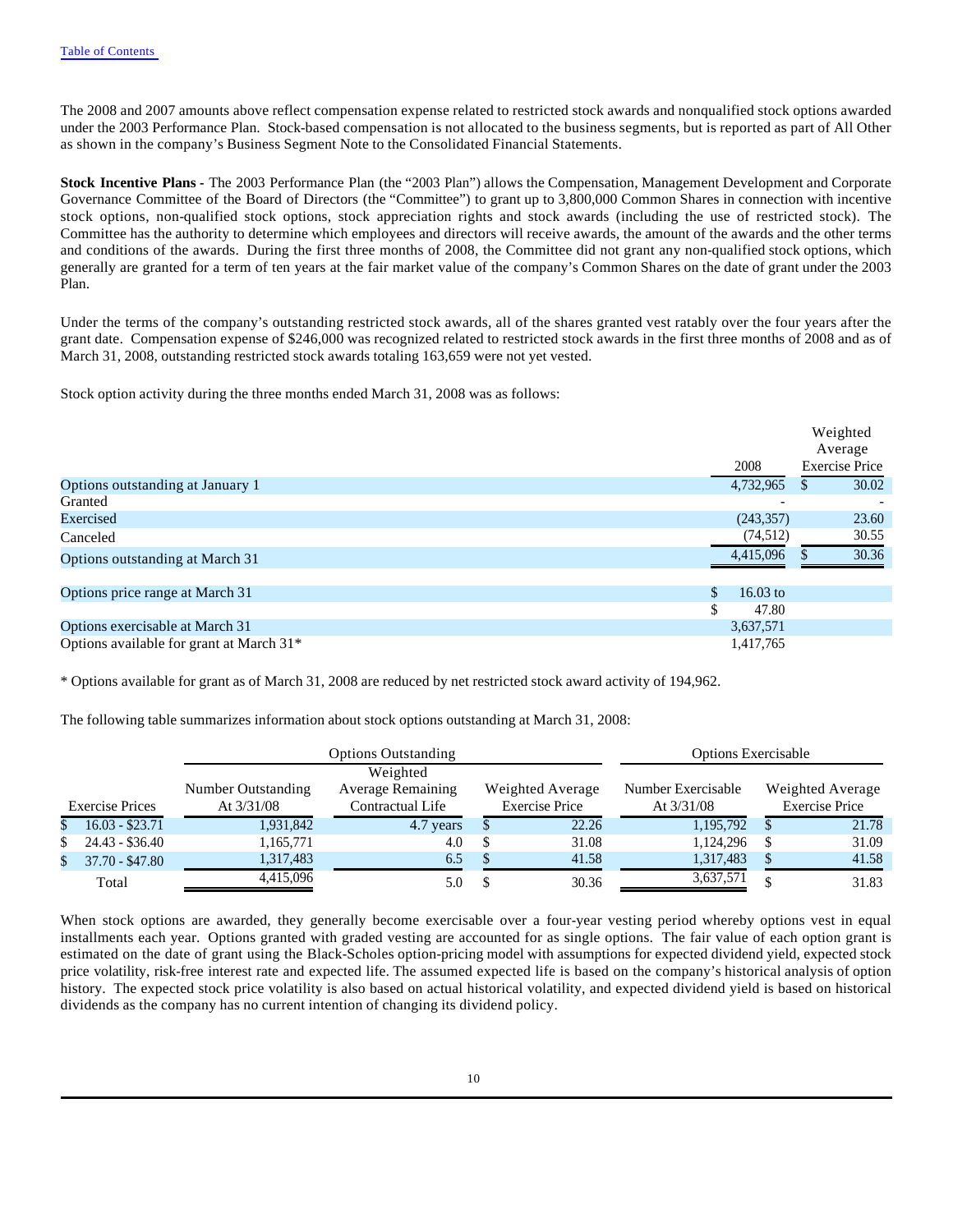The 2008 and 2007 amounts above reflect compensation expense related to restricted stock awards and nonqualified stock options awarded under the 2003 Performance Plan. Stock-based compensation is not allocated to the business segments, but is reported as part of All Other as shown in the company's Business Segment Note to the Consolidated Financial Statements.

**Stock Incentive Plans -** The 2003 Performance Plan (the "2003 Plan") allows the Compensation, Management Development and Corporate Governance Committee of the Board of Directors (the "Committee") to grant up to 3,800,000 Common Shares in connection with incentive stock options, non-qualified stock options, stock appreciation rights and stock awards (including the use of restricted stock). The Committee has the authority to determine which employees and directors will receive awards, the amount of the awards and the other terms and conditions of the awards. During the first three months of 2008, the Committee did not grant any non-qualified stock options, which generally are granted for a term of ten years at the fair market value of the company's Common Shares on the date of grant under the 2003 Plan.

Under the terms of the company's outstanding restricted stock awards, all of the shares granted vest ratably over the four years after the grant date. Compensation expense of $246,000 was recognized related to restricted stock awards in the first three months of 2008 and as of March 31, 2008, outstanding restricted stock awards totaling 163,659 were not yet vested.

Stock option activity during the three months ended March 31, 2008 was as follows:

| | 2008 | Weighted Average Exercise Price |
|---|---|---|
| Options outstanding at January 1 | 4,732,965 | $ 30.02 |
| Granted | - | - |
| Exercised | (243,357) | 23.60 |
| Canceled | (74,512) | 30.55 |
| Options outstanding at March 31 | 4,415,096 | $ 30.36 |
| | | |
| Options price range at March 31 | $ 16.03 to | |
| | $ 47.80 | |
| Options exercisable at March 31 | 3,637,571 | |
| Options available for grant at March 31* | 1,417,765 | |

* Options available for grant as of March 31, 2008 are reduced by net restricted stock award activity of 194,962.

The following table summarizes information about stock options outstanding at March 31, 2008:

| | Options Outstanding | | | Options Exercisable | |
|---|---|---|---|---|---|
| Exercise Prices | Number Outstanding At 3/31/08 | Weighted Average Remaining Contractual Life | Weighted Average Exercise Price | Number Exercisable At 3/31/08 | Weighted Average Exercise Price |
| $ 16.03 - $23.71 | 1,931,842 | 4.7 years | $ 22.26 | 1,195,792 | $ 21.78 |
| $ 24.43 - $36.40 | 1,165,771 | 4.0 | $ 31.08 | 1,124,296 | $ 31.09 |
| $ 37.70 - $47.80 | 1,317,483 | 6.5 | $ 41.58 | 1,317,483 | $ 41.58 |
| Total | 4,415,096 | 5.0 | $ 30.36 | 3,637,571 | $ 31.83 |

When stock options are awarded, they generally become exercisable over a four-year vesting period whereby options vest in equal installments each year. Options granted with graded vesting are accounted for as single options. The fair value of each option grant is estimated on the date of grant using the Black-Scholes option-pricing model with assumptions for expected dividend yield, expected stock price volatility, risk-free interest rate and expected life. The assumed expected life is based on the company's historical analysis of option history. The expected stock price volatility is also based on actual historical volatility, and expected dividend yield is based on historical dividends as the company has no current intention of changing its dividend policy.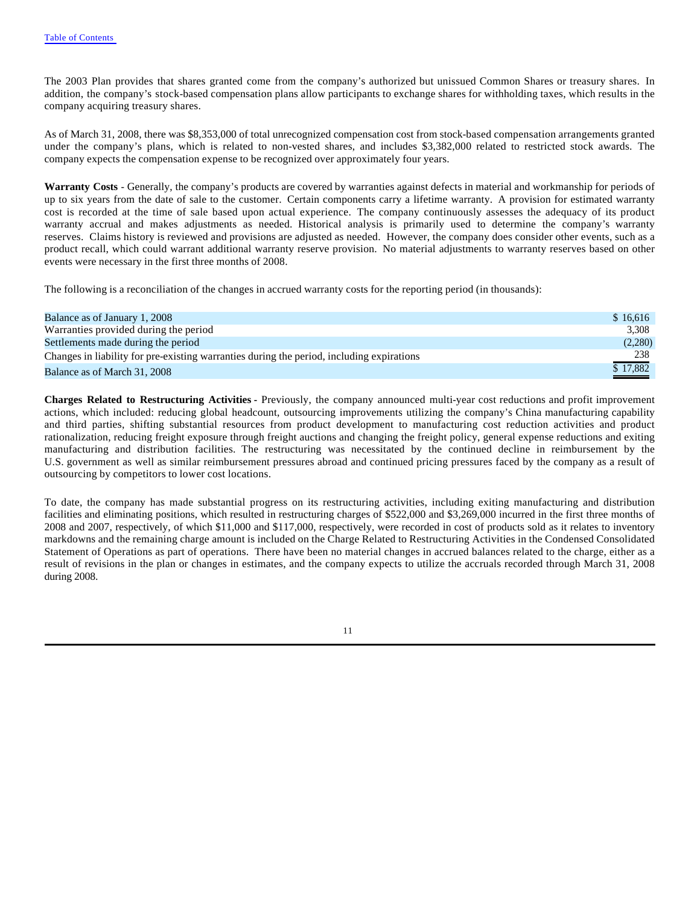The 2003 Plan provides that shares granted come from the company's authorized but unissued Common Shares or treasury shares. In addition, the company's stock-based compensation plans allow participants to exchange shares for withholding taxes, which results in the company acquiring treasury shares.

As of March 31, 2008, there was $8,353,000 of total unrecognized compensation cost from stock-based compensation arrangements granted under the company's plans, which is related to non-vested shares, and includes $3,382,000 related to restricted stock awards. The company expects the compensation expense to be recognized over approximately four years.

**Warranty Costs** - Generally, the company's products are covered by warranties against defects in material and workmanship for periods of up to six years from the date of sale to the customer. Certain components carry a lifetime warranty. A provision for estimated warranty cost is recorded at the time of sale based upon actual experience. The company continuously assesses the adequacy of its product warranty accrual and makes adjustments as needed. Historical analysis is primarily used to determine the company's warranty reserves. Claims history is reviewed and provisions are adjusted as needed. However, the company does consider other events, such as a product recall, which could warrant additional warranty reserve provision. No material adjustments to warranty reserves based on other events were necessary in the first three months of 2008.

The following is a reconciliation of the changes in accrued warranty costs for the reporting period (in thousands):

| | |
|---|---|
| Balance as of January 1, 2008 | $ 16,616 |
| Warranties provided during the period | 3,308 |
| Settlements made during the period | (2,280) |
| Changes in liability for pre-existing warranties during the period, including expirations | 238 |
| Balance as of March 31, 2008 | $ 17,882 |

**Charges Related to Restructuring Activities** - Previously, the company announced multi-year cost reductions and profit improvement actions, which included: reducing global headcount, outsourcing improvements utilizing the company's China manufacturing capability and third parties, shifting substantial resources from product development to manufacturing cost reduction activities and product rationalization, reducing freight exposure through freight auctions and changing the freight policy, general expense reductions and exiting manufacturing and distribution facilities. The restructuring was necessitated by the continued decline in reimbursement by the U.S. government as well as similar reimbursement pressures abroad and continued pricing pressures faced by the company as a result of outsourcing by competitors to lower cost locations.

To date, the company has made substantial progress on its restructuring activities, including exiting manufacturing and distribution facilities and eliminating positions, which resulted in restructuring charges of $522,000 and $3,269,000 incurred in the first three months of 2008 and 2007, respectively, of which $11,000 and $117,000, respectively, were recorded in cost of products sold as it relates to inventory markdowns and the remaining charge amount is included on the Charge Related to Restructuring Activities in the Condensed Consolidated Statement of Operations as part of operations. There have been no material changes in accrued balances related to the charge, either as a result of revisions in the plan or changes in estimates, and the company expects to utilize the accruals recorded through March 31, 2008 during 2008.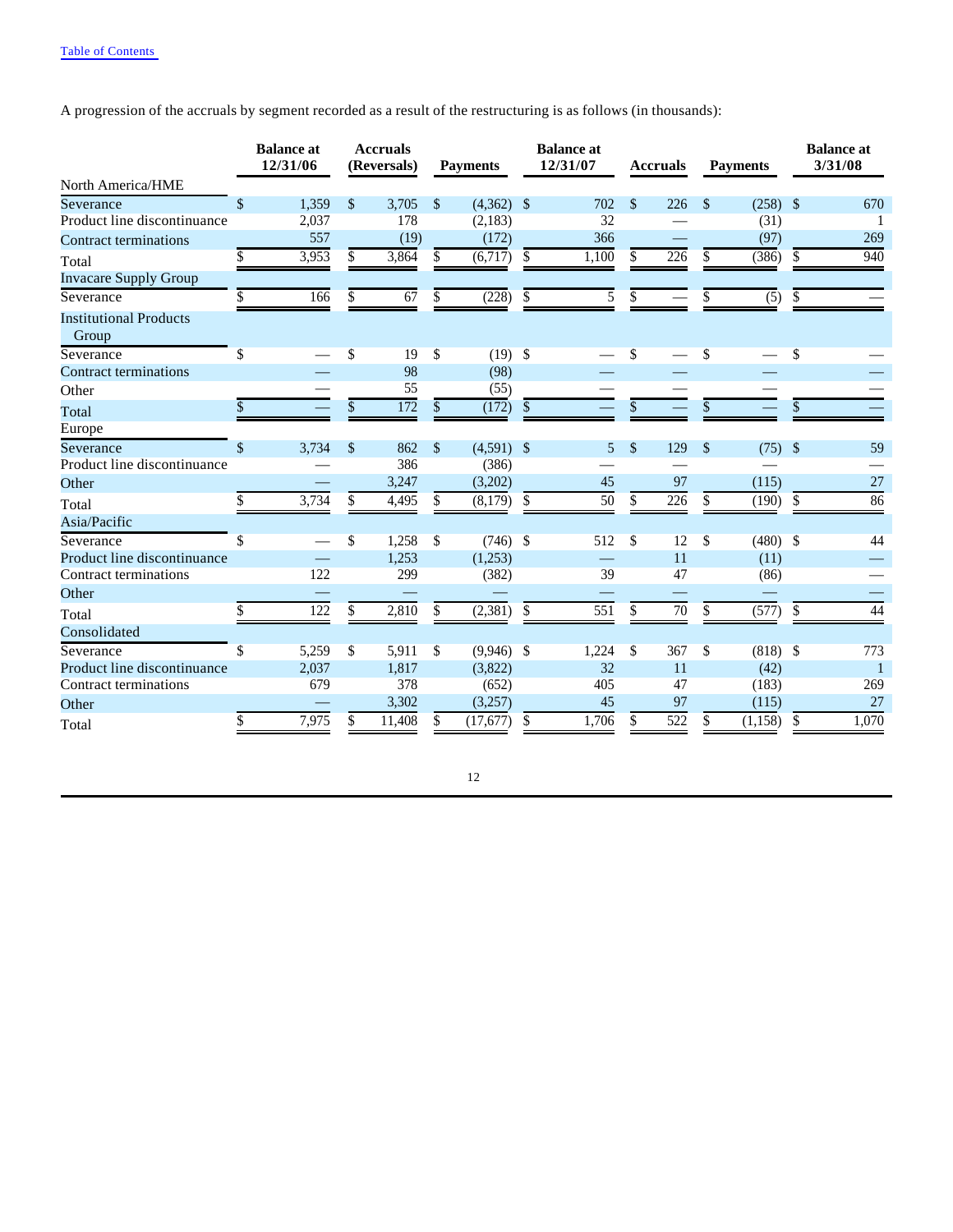A progression of the accruals by segment recorded as a result of the restructuring is as follows (in thousands):

| | Balance at 12/31/06 | Accruals (Reversals) | Payments | Balance at 12/31/07 | Accruals | Payments | Balance at 3/31/08 |
|---|---|---|---|---|---|---|---|
| **North America/HME** | | | | | | | |
| Severance | $ 1,359 | $ 3,705 | $ (4,362) | $ 702 | $ 226 | $ (258) | $ 670 |
| Product line discontinuance | 2,037 | 178 | (2,183) | 32 | — | (31) | 1 |
| Contract terminations | 557 | (19) | (172) | 366 | — | (97) | 269 |
| Total | $ 3,953 | $ 3,864 | $ (6,717) | $ 1,100 | $ 226 | $ (386) | $ 940 |
| **Invacare Supply Group** | | | | | | | |
| Severance | $ 166 | $ 67 | $ (228) | $ 5 | $ — | $ (5) | $ — |
| **Institutional Products Group** | | | | | | | |
| Severance | $ — | $ 19 | $ (19) | $ — | $ — | $ — | $ — |
| Contract terminations | — | 98 | (98) | — | — | — | — |
| Other | — | 55 | (55) | — | — | — | — |
| Total | $ — | $ 172 | $ (172) | $ — | $ — | $ — | $ — |
| **Europe** | | | | | | | |
| Severance | $ 3,734 | $ 862 | $ (4,591) | $ 5 | $ 129 | $ (75) | $ 59 |
| Product line discontinuance | — | 386 | (386) | — | — | — | — |
| Other | — | 3,247 | (3,202) | 45 | 97 | (115) | 27 |
| Total | $ 3,734 | $ 4,495 | $ (8,179) | $ 50 | $ 226 | $ (190) | $ 86 |
| **Asia/Pacific** | | | | | | | |
| Severance | $ — | $ 1,258 | $ (746) | $ 512 | $ 12 | $ (480) | $ 44 |
| Product line discontinuance | — | 1,253 | (1,253) | — | 11 | (11) | — |
| Contract terminations | 122 | 299 | (382) | 39 | 47 | (86) | — |
| Other | — | — | — | — | — | — | — |
| Total | $ 122 | $ 2,810 | $ (2,381) | $ 551 | $ 70 | $ (577) | $ 44 |
| **Consolidated** | | | | | | | |
| Severance | $ 5,259 | $ 5,911 | $ (9,946) | $ 1,224 | $ 367 | $ (818) | $ 773 |
| Product line discontinuance | 2,037 | 1,817 | (3,822) | 32 | 11 | (42) | 1 |
| Contract terminations | 679 | 378 | (652) | 405 | 47 | (183) | 269 |
| Other | — | 3,302 | (3,257) | 45 | 97 | (115) | 27 |
| Total | $ 7,975 | $ 11,408 | $ (17,677) | $ 1,706 | $ 522 | $ (1,158) | $ 1,070 |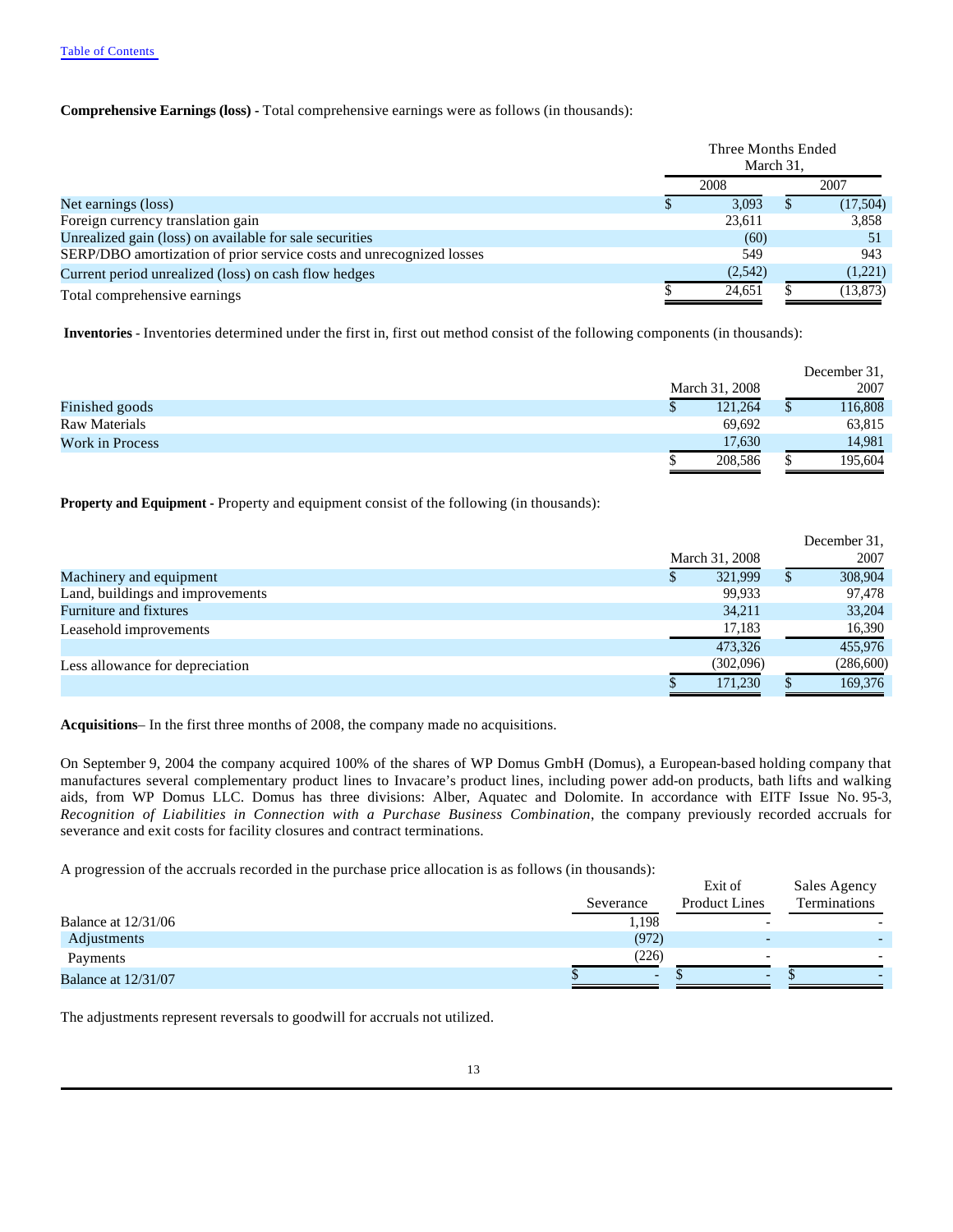Table of Contents

**Comprehensive Earnings (loss) -** Total comprehensive earnings were as follows (in thousands):

| | Three Months Ended March 31, | |
|---|---|---|
| | 2008 | 2007 |
| Net earnings (loss) | $ 3,093 | $ (17,504) |
| Foreign currency translation gain | 23,611 | 3,858 |
| Unrealized gain (loss) on available for sale securities | (60) | 51 |
| SERP/DBO amortization of prior service costs and unrecognized losses | 549 | 943 |
| Current period unrealized (loss) on cash flow hedges | (2,542) | (1,221) |
| Total comprehensive earnings | $ 24,651 | $ (13,873) |

**Inventories** - Inventories determined under the first in, first out method consist of the following components (in thousands):

| | March 31, 2008 | December 31, 2007 |
|---|---|---|
| Finished goods | $ 121,264 | $ 116,808 |
| Raw Materials | 69,692 | 63,815 |
| Work in Process | 17,630 | 14,981 |
| | $ 208,586 | $ 195,604 |

**Property and Equipment -** Property and equipment consist of the following (in thousands):

| | March 31, 2008 | December 31, 2007 |
|---|---|---|
| Machinery and equipment | $ 321,999 | $ 308,904 |
| Land, buildings and improvements | 99,933 | 97,478 |
| Furniture and fixtures | 34,211 | 33,204 |
| Leasehold improvements | 17,183 | 16,390 |
| | 473,326 | 455,976 |
| Less allowance for depreciation | (302,096) | (286,600) |
| | $ 171,230 | $ 169,376 |

**Acquisitions**– In the first three months of 2008, the company made no acquisitions.

On September 9, 2004 the company acquired 100% of the shares of WP Domus GmbH (Domus), a European-based holding company that manufactures several complementary product lines to Invacare's product lines, including power add-on products, bath lifts and walking aids, from WP Domus LLC. Domus has three divisions: Alber, Aquatec and Dolomite. In accordance with EITF Issue No. 95-3, *Recognition of Liabilities in Connection with a Purchase Business Combination*, the company previously recorded accruals for severance and exit costs for facility closures and contract terminations.

A progression of the accruals recorded in the purchase price allocation is as follows (in thousands):

| | Severance | Exit of Product Lines | Sales Agency Terminations |
|---|---|---|---|
| Balance at 12/31/06 | 1,198 | - | - |
| Adjustments | (972) | - | - |
| Payments | (226) | - | - |
| Balance at 12/31/07 | $ - | $ - | $ - |

The adjustments represent reversals to goodwill for accruals not utilized.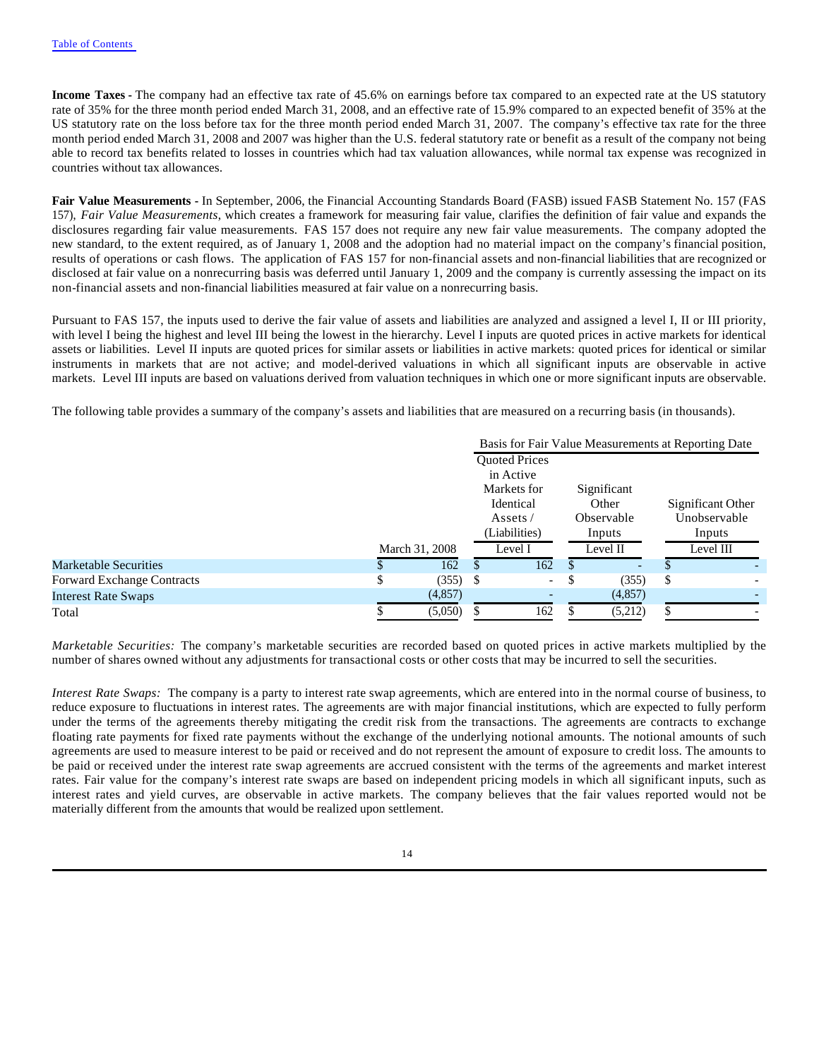[Table of Contents](#)

**Income Taxes** - The company had an effective tax rate of 45.6% on earnings before tax compared to an expected rate at the US statutory rate of 35% for the three month period ended March 31, 2008, and an effective rate of 15.9% compared to an expected benefit of 35% at the US statutory rate on the loss before tax for the three month period ended March 31, 2007. The company's effective tax rate for the three month period ended March 31, 2008 and 2007 was higher than the U.S. federal statutory rate or benefit as a result of the company not being able to record tax benefits related to losses in countries which had tax valuation allowances, while normal tax expense was recognized in countries without tax allowances.

**Fair Value Measurements** - In September, 2006, the Financial Accounting Standards Board (FASB) issued FASB Statement No. 157 (FAS 157), *Fair Value Measurements*, which creates a framework for measuring fair value, clarifies the definition of fair value and expands the disclosures regarding fair value measurements. FAS 157 does not require any new fair value measurements. The company adopted the new standard, to the extent required, as of January 1, 2008 and the adoption had no material impact on the company's financial position, results of operations or cash flows. The application of FAS 157 for non-financial assets and non-financial liabilities that are recognized or disclosed at fair value on a nonrecurring basis was deferred until January 1, 2009 and the company is currently assessing the impact on its non-financial assets and non-financial liabilities measured at fair value on a nonrecurring basis.

Pursuant to FAS 157, the inputs used to derive the fair value of assets and liabilities are analyzed and assigned a level I, II or III priority, with level I being the highest and level III being the lowest in the hierarchy. Level I inputs are quoted prices in active markets for identical assets or liabilities. Level II inputs are quoted prices for similar assets or liabilities in active markets: quoted prices for identical or similar instruments in markets that are not active; and model-derived valuations in which all significant inputs are observable in active markets. Level III inputs are based on valuations derived from valuation techniques in which one or more significant inputs are observable.

The following table provides a summary of the company's assets and liabilities that are measured on a recurring basis (in thousands).

| | | Basis for Fair Value Measurements at Reporting Date | | |
|---|---|---|---|---|
| | | Quoted Prices in Active Markets for Identical Assets / (Liabilities) | Significant Other Observable Inputs | Significant Other Unobservable Inputs |
| | March 31, 2008 | Level I | Level II | Level III |
| Marketable Securities | $ 162 | $ 162 | $ - | $ - |
| Forward Exchange Contracts | $ (355) | $ - | $ (355) | $ - |
| Interest Rate Swaps | (4,857) | - | (4,857) | - |
| Total | $ (5,050) | $ 162 | $ (5,212) | $ - |

*Marketable Securities:* The company's marketable securities are recorded based on quoted prices in active markets multiplied by the number of shares owned without any adjustments for transactional costs or other costs that may be incurred to sell the securities.

*Interest Rate Swaps:* The company is a party to interest rate swap agreements, which are entered into in the normal course of business, to reduce exposure to fluctuations in interest rates. The agreements are with major financial institutions, which are expected to fully perform under the terms of the agreements thereby mitigating the credit risk from the transactions. The agreements are contracts to exchange floating rate payments for fixed rate payments without the exchange of the underlying notional amounts. The notional amounts of such agreements are used to measure interest to be paid or received and do not represent the amount of exposure to credit loss. The amounts to be paid or received under the interest rate swap agreements are accrued consistent with the terms of the agreements and market interest rates. Fair value for the company's interest rate swaps are based on independent pricing models in which all significant inputs, such as interest rates and yield curves, are observable in active markets. The company believes that the fair values reported would not be materially different from the amounts that would be realized upon settlement.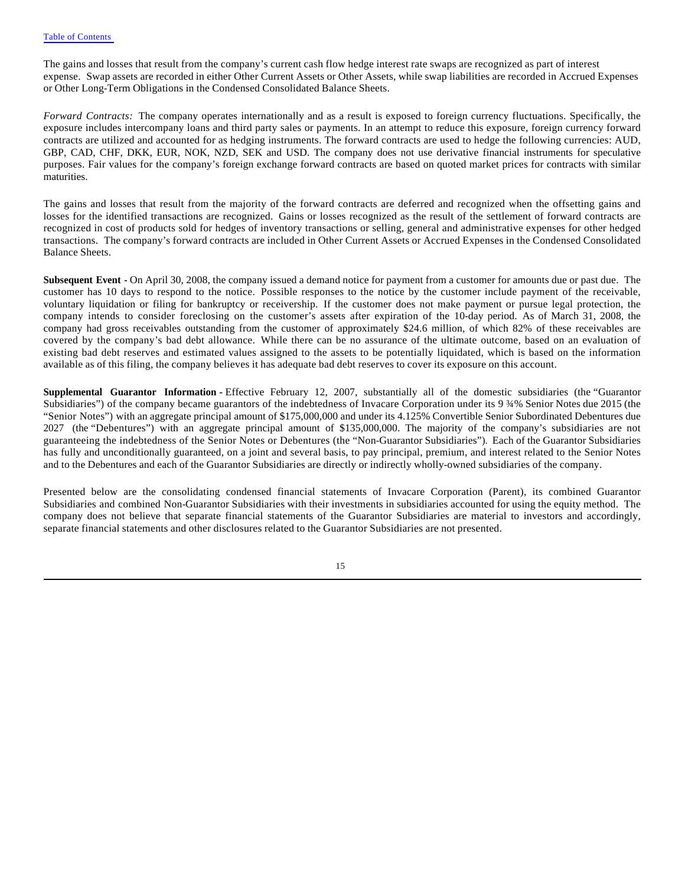The gains and losses that result from the company's current cash flow hedge interest rate swaps are recognized as part of interest expense. Swap assets are recorded in either Other Current Assets or Other Assets, while swap liabilities are recorded in Accrued Expenses or Other Long-Term Obligations in the Condensed Consolidated Balance Sheets.

*Forward Contracts:* The company operates internationally and as a result is exposed to foreign currency fluctuations. Specifically, the exposure includes intercompany loans and third party sales or payments. In an attempt to reduce this exposure, foreign currency forward contracts are utilized and accounted for as hedging instruments. The forward contracts are used to hedge the following currencies: AUD, GBP, CAD, CHF, DKK, EUR, NOK, NZD, SEK and USD. The company does not use derivative financial instruments for speculative purposes. Fair values for the company's foreign exchange forward contracts are based on quoted market prices for contracts with similar maturities.

The gains and losses that result from the majority of the forward contracts are deferred and recognized when the offsetting gains and losses for the identified transactions are recognized. Gains or losses recognized as the result of the settlement of forward contracts are recognized in cost of products sold for hedges of inventory transactions or selling, general and administrative expenses for other hedged transactions. The company's forward contracts are included in Other Current Assets or Accrued Expenses in the Condensed Consolidated Balance Sheets.

**Subsequent Event -** On April 30, 2008, the company issued a demand notice for payment from a customer for amounts due or past due. The customer has 10 days to respond to the notice. Possible responses to the notice by the customer include payment of the receivable, voluntary liquidation or filing for bankruptcy or receivership. If the customer does not make payment or pursue legal protection, the company intends to consider foreclosing on the customer's assets after expiration of the 10-day period. As of March 31, 2008, the company had gross receivables outstanding from the customer of approximately $24.6 million, of which 82% of these receivables are covered by the company's bad debt allowance. While there can be no assurance of the ultimate outcome, based on an evaluation of existing bad debt reserves and estimated values assigned to the assets to be potentially liquidated, which is based on the information available as of this filing, the company believes it has adequate bad debt reserves to cover its exposure on this account.

**Supplemental Guarantor Information -** Effective February 12, 2007, substantially all of the domestic subsidiaries (the "Guarantor Subsidiaries") of the company became guarantors of the indebtedness of Invacare Corporation under its 9 ¾% Senior Notes due 2015 (the "Senior Notes") with an aggregate principal amount of $175,000,000 and under its 4.125% Convertible Senior Subordinated Debentures due 2027 (the "Debentures") with an aggregate principal amount of $135,000,000. The majority of the company's subsidiaries are not guaranteeing the indebtedness of the Senior Notes or Debentures (the "Non-Guarantor Subsidiaries"). Each of the Guarantor Subsidiaries has fully and unconditionally guaranteed, on a joint and several basis, to pay principal, premium, and interest related to the Senior Notes and to the Debentures and each of the Guarantor Subsidiaries are directly or indirectly wholly-owned subsidiaries of the company.

Presented below are the consolidating condensed financial statements of Invacare Corporation (Parent), its combined Guarantor Subsidiaries and combined Non-Guarantor Subsidiaries with their investments in subsidiaries accounted for using the equity method. The company does not believe that separate financial statements of the Guarantor Subsidiaries are material to investors and accordingly, separate financial statements and other disclosures related to the Guarantor Subsidiaries are not presented.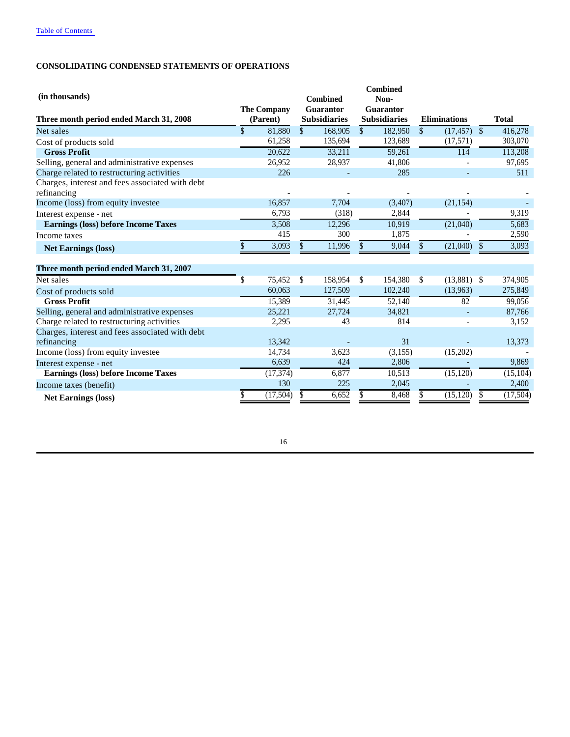[Table of Contents](#)

**CONSOLIDATING CONDENSED STATEMENTS OF OPERATIONS**

| (in thousands) | The Company (Parent) | Combined Guarantor Subsidiaries | Combined Non-Guarantor Subsidiaries | Eliminations | Total |
|---|---|---|---|---|---|
| **Three month period ended March 31, 2008** | | | | | |
| Net sales | $ 81,880 | $ 168,905 | $ 182,950 | $ (17,457) | $ 416,278 |
| Cost of products sold | 61,258 | 135,694 | 123,689 | (17,571) | 303,070 |
| **Gross Profit** | 20,622 | 33,211 | 59,261 | 114 | 113,208 |
| Selling, general and administrative expenses | 26,952 | 28,937 | 41,806 | - | 97,695 |
| Charge related to restructuring activities | 226 | - | 285 | - | 511 |
| Charges, interest and fees associated with debt refinancing | - | - | - | - | - |
| Income (loss) from equity investee | 16,857 | 7,704 | (3,407) | (21,154) | - |
| Interest expense - net | 6,793 | (318) | 2,844 | - | 9,319 |
| **Earnings (loss) before Income Taxes** | 3,508 | 12,296 | 10,919 | (21,040) | 5,683 |
| Income taxes | 415 | 300 | 1,875 | - | 2,590 |
| **Net Earnings (loss)** | $ 3,093 | $ 11,996 | $ 9,044 | $ (21,040) | $ 3,093 |
| **Three month period ended March 31, 2007** | | | | | |
| Net sales | $ 75,452 | $ 158,954 | $ 154,380 | $ (13,881) | $ 374,905 |
| Cost of products sold | 60,063 | 127,509 | 102,240 | (13,963) | 275,849 |
| **Gross Profit** | 15,389 | 31,445 | 52,140 | 82 | 99,056 |
| Selling, general and administrative expenses | 25,221 | 27,724 | 34,821 | - | 87,766 |
| Charge related to restructuring activities | 2,295 | 43 | 814 | - | 3,152 |
| Charges, interest and fees associated with debt refinancing | 13,342 | - | 31 | - | 13,373 |
| Income (loss) from equity investee | 14,734 | 3,623 | (3,155) | (15,202) | - |
| Interest expense - net | 6,639 | 424 | 2,806 | - | 9,869 |
| **Earnings (loss) before Income Taxes** | (17,374) | 6,877 | 10,513 | (15,120) | (15,104) |
| Income taxes (benefit) | 130 | 225 | 2,045 | - | 2,400 |
| **Net Earnings (loss)** | $ (17,504) | $ 6,652 | $ 8,468 | $ (15,120) | $ (17,504) |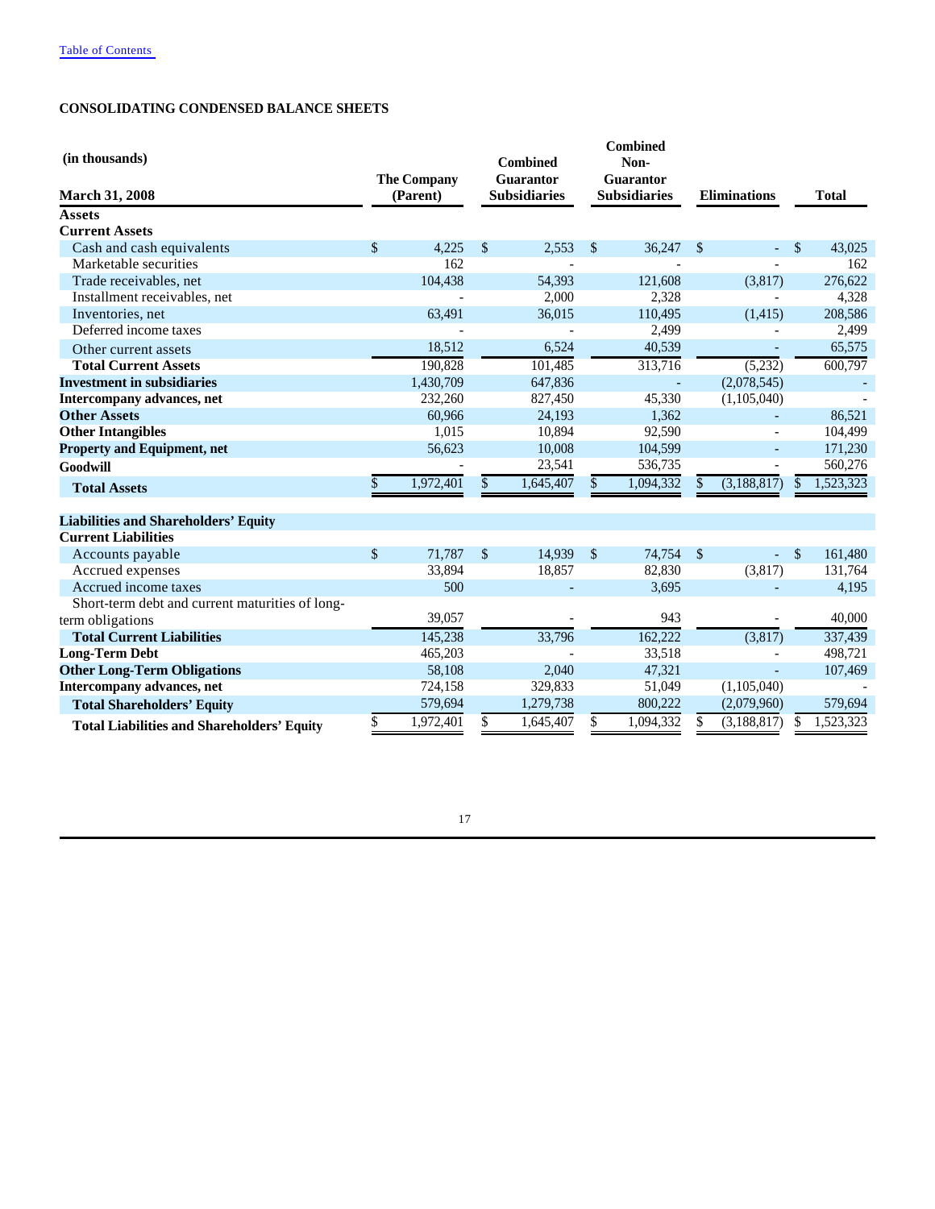Table of Contents

**CONSOLIDATING CONDENSED BALANCE SHEETS**

| (in thousands)<br>March 31, 2008 | The Company (Parent) | Combined Guarantor Subsidiaries | Combined Non-Guarantor Subsidiaries | Eliminations | Total |
|---|---|---|---|---|---|
| **Assets** | | | | | |
| **Current Assets** | | | | | |
| Cash and cash equivalents | $ 4,225 | $ 2,553 | $ 36,247 | $ - | $ 43,025 |
| Marketable securities | 162 | - | - | - | 162 |
| Trade receivables, net | 104,438 | 54,393 | 121,608 | (3,817) | 276,622 |
| Installment receivables, net | - | 2,000 | 2,328 | - | 4,328 |
| Inventories, net | 63,491 | 36,015 | 110,495 | (1,415) | 208,586 |
| Deferred income taxes | - | - | 2,499 | - | 2,499 |
| Other current assets | 18,512 | 6,524 | 40,539 | - | 65,575 |
| **Total Current Assets** | 190,828 | 101,485 | 313,716 | (5,232) | 600,797 |
| **Investment in subsidiaries** | 1,430,709 | 647,836 | - | (2,078,545) | - |
| **Intercompany advances, net** | 232,260 | 827,450 | 45,330 | (1,105,040) | - |
| **Other Assets** | 60,966 | 24,193 | 1,362 | - | 86,521 |
| **Other Intangibles** | 1,015 | 10,894 | 92,590 | - | 104,499 |
| **Property and Equipment, net** | 56,623 | 10,008 | 104,599 | - | 171,230 |
| **Goodwill** | - | 23,541 | 536,735 | - | 560,276 |
| **Total Assets** | $ 1,972,401 | $ 1,645,407 | $ 1,094,332 | $ (3,188,817) | $ 1,523,323 |
| | | | | | |
| **Liabilities and Shareholders' Equity** | | | | | |
| **Current Liabilities** | | | | | |
| Accounts payable | $ 71,787 | $ 14,939 | $ 74,754 | $ - | $ 161,480 |
| Accrued expenses | 33,894 | 18,857 | 82,830 | (3,817) | 131,764 |
| Accrued income taxes | 500 | - | 3,695 | - | 4,195 |
| Short-term debt and current maturities of long-term obligations | 39,057 | - | 943 | - | 40,000 |
| **Total Current Liabilities** | 145,238 | 33,796 | 162,222 | (3,817) | 337,439 |
| **Long-Term Debt** | 465,203 | - | 33,518 | - | 498,721 |
| **Other Long-Term Obligations** | 58,108 | 2,040 | 47,321 | - | 107,469 |
| **Intercompany advances, net** | 724,158 | 329,833 | 51,049 | (1,105,040) | - |
| **Total Shareholders' Equity** | 579,694 | 1,279,738 | 800,222 | (2,079,960) | 579,694 |
| **Total Liabilities and Shareholders' Equity** | $ 1,972,401 | $ 1,645,407 | $ 1,094,332 | $ (3,188,817) | $ 1,523,323 |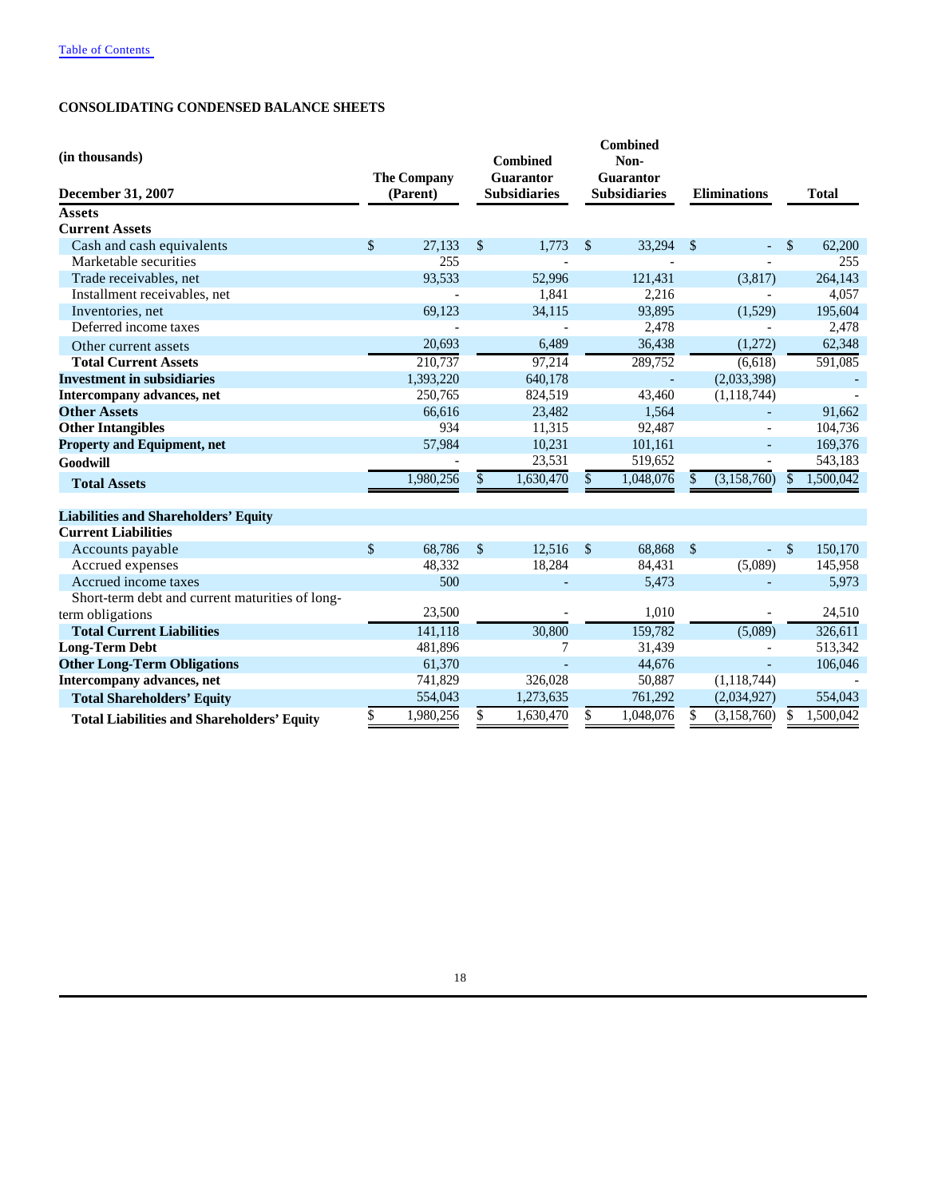## CONSOLIDATING CONDENSED BALANCE SHEETS

| (in thousands)<br>December 31, 2007 | The Company (Parent) | Combined Guarantor Subsidiaries | Combined Non-Guarantor Subsidiaries | Eliminations | Total |
|---|---|---|---|---|---|
| **Assets** | | | | | |
| **Current Assets** | | | | | |
| Cash and cash equivalents | $ 27,133 | $ 1,773 | $ 33,294 | $ - | $ 62,200 |
| Marketable securities | 255 | - | - | - | 255 |
| Trade receivables, net | 93,533 | 52,996 | 121,431 | (3,817) | 264,143 |
| Installment receivables, net | - | 1,841 | 2,216 | - | 4,057 |
| Inventories, net | 69,123 | 34,115 | 93,895 | (1,529) | 195,604 |
| Deferred income taxes | - | - | 2,478 | - | 2,478 |
| Other current assets | 20,693 | 6,489 | 36,438 | (1,272) | 62,348 |
| **Total Current Assets** | 210,737 | 97,214 | 289,752 | (6,618) | 591,085 |
| **Investment in subsidiaries** | 1,393,220 | 640,178 | - | (2,033,398) | - |
| **Intercompany advances, net** | 250,765 | 824,519 | 43,460 | (1,118,744) | - |
| **Other Assets** | 66,616 | 23,482 | 1,564 | - | 91,662 |
| **Other Intangibles** | 934 | 11,315 | 92,487 | - | 104,736 |
| **Property and Equipment, net** | 57,984 | 10,231 | 101,161 | - | 169,376 |
| **Goodwill** | - | 23,531 | 519,652 | - | 543,183 |
| **Total Assets** | 1,980,256 | $ 1,630,470 | $ 1,048,076 | $ (3,158,760) | $ 1,500,042 |
| **Liabilities and Shareholders' Equity** | | | | | |
| **Current Liabilities** | | | | | |
| Accounts payable | $ 68,786 | $ 12,516 | $ 68,868 | $ - | $ 150,170 |
| Accrued expenses | 48,332 | 18,284 | 84,431 | (5,089) | 145,958 |
| Accrued income taxes | 500 | - | 5,473 | - | 5,973 |
| Short-term debt and current maturities of long-term obligations | 23,500 | - | 1,010 | - | 24,510 |
| **Total Current Liabilities** | 141,118 | 30,800 | 159,782 | (5,089) | 326,611 |
| **Long-Term Debt** | 481,896 | 7 | 31,439 | - | 513,342 |
| **Other Long-Term Obligations** | 61,370 | - | 44,676 | - | 106,046 |
| **Intercompany advances, net** | 741,829 | 326,028 | 50,887 | (1,118,744) | - |
| **Total Shareholders' Equity** | 554,043 | 1,273,635 | 761,292 | (2,034,927) | 554,043 |
| **Total Liabilities and Shareholders' Equity** | $ 1,980,256 | $ 1,630,470 | $ 1,048,076 | $ (3,158,760) | $ 1,500,042 |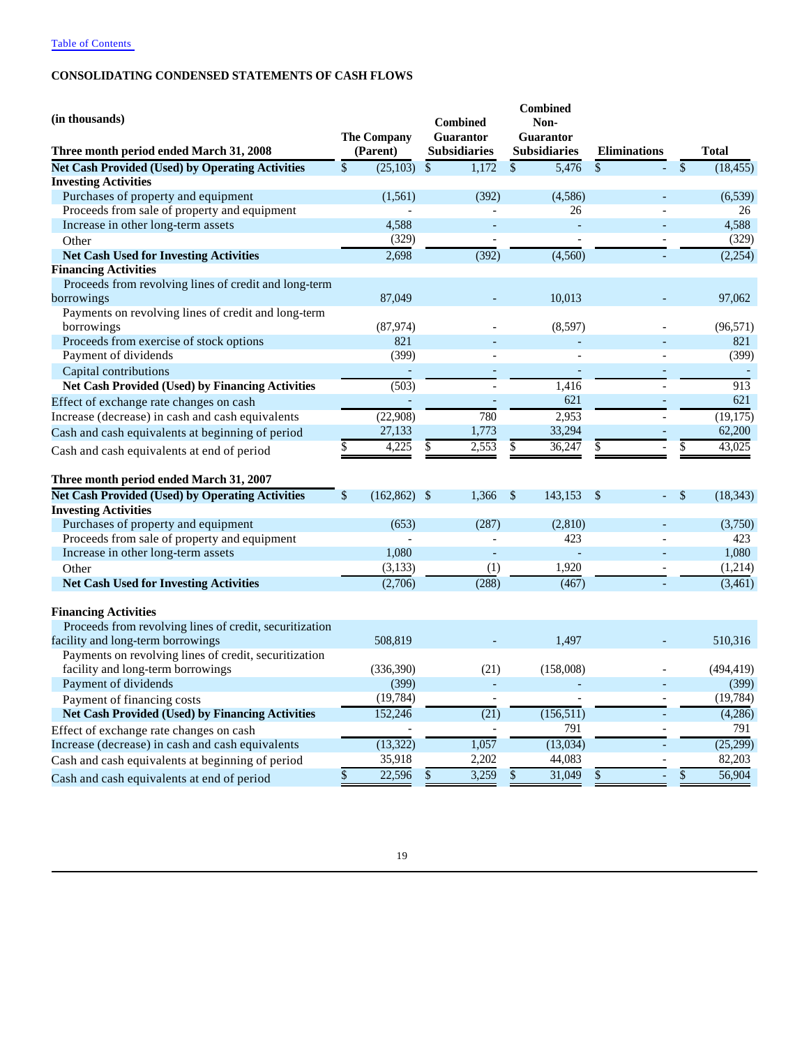Table of Contents

**CONSOLIDATING CONDENSED STATEMENTS OF CASH FLOWS**

| (in thousands) Three month period ended March 31, 2008 | The Company (Parent) | Combined Guarantor Subsidiaries | Combined Non-Guarantor Subsidiaries | Eliminations | Total |
|---|---|---|---|---|---|
| **Net Cash Provided (Used) by Operating Activities** | $ (25,103) | $ 1,172 | $ 5,476 | $ - | $ (18,455) |
| **Investing Activities** | | | | | |
| Purchases of property and equipment | (1,561) | (392) | (4,586) | - | (6,539) |
| Proceeds from sale of property and equipment | - | - | 26 | - | 26 |
| Increase in other long-term assets | 4,588 | - | - | - | 4,588 |
| Other | (329) | - | - | - | (329) |
| **Net Cash Used for Investing Activities** | 2,698 | (392) | (4,560) | - | (2,254) |
| **Financing Activities** | | | | | |
| Proceeds from revolving lines of credit and long-term borrowings | 87,049 | - | 10,013 | - | 97,062 |
| Payments on revolving lines of credit and long-term borrowings | (87,974) | - | (8,597) | - | (96,571) |
| Proceeds from exercise of stock options | 821 | - | - | - | 821 |
| Payment of dividends | (399) | - | - | - | (399) |
| Capital contributions | - | - | - | - | - |
| **Net Cash Provided (Used) by Financing Activities** | (503) | - | 1,416 | - | 913 |
| Effect of exchange rate changes on cash | - | - | 621 | - | 621 |
| Increase (decrease) in cash and cash equivalents | (22,908) | 780 | 2,953 | - | (19,175) |
| Cash and cash equivalents at beginning of period | 27,133 | 1,773 | 33,294 | - | 62,200 |
| Cash and cash equivalents at end of period | $ 4,225 | $ 2,553 | $ 36,247 | $ - | $ 43,025 |
| **Three month period ended March 31, 2007** | | | | | |
| **Net Cash Provided (Used) by Operating Activities** | $ (162,862) | $ 1,366 | $ 143,153 | $ - | $ (18,343) |
| **Investing Activities** | | | | | |
| Purchases of property and equipment | (653) | (287) | (2,810) | - | (3,750) |
| Proceeds from sale of property and equipment | - | - | 423 | - | 423 |
| Increase in other long-term assets | 1,080 | - | - | - | 1,080 |
| Other | (3,133) | (1) | 1,920 | - | (1,214) |
| **Net Cash Used for Investing Activities** | (2,706) | (288) | (467) | - | (3,461) |
| **Financing Activities** | | | | | |
| Proceeds from revolving lines of credit, securitization facility and long-term borrowings | 508,819 | - | 1,497 | - | 510,316 |
| Payments on revolving lines of credit, securitization facility and long-term borrowings | (336,390) | (21) | (158,008) | - | (494,419) |
| Payment of dividends | (399) | - | - | - | (399) |
| Payment of financing costs | (19,784) | - | - | - | (19,784) |
| **Net Cash Provided (Used) by Financing Activities** | 152,246 | (21) | (156,511) | - | (4,286) |
| Effect of exchange rate changes on cash | - | - | 791 | - | 791 |
| Increase (decrease) in cash and cash equivalents | (13,322) | 1,057 | (13,034) | - | (25,299) |
| Cash and cash equivalents at beginning of period | 35,918 | 2,202 | 44,083 | - | 82,203 |
| Cash and cash equivalents at end of period | $ 22,596 | $ 3,259 | $ 31,049 | $ - | $ 56,904 |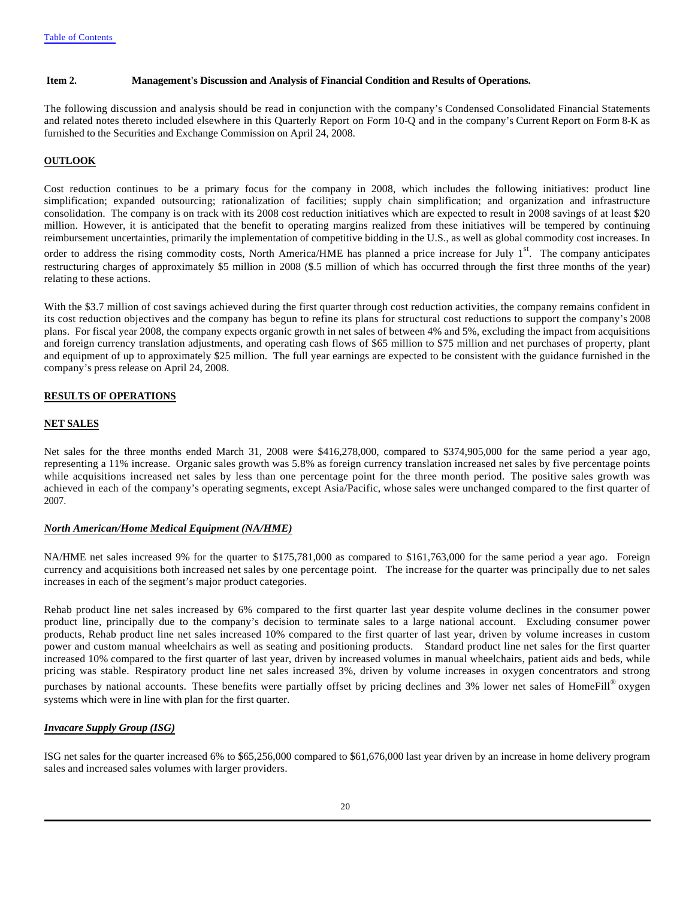Table of Contents

**Item 2. Management's Discussion and Analysis of Financial Condition and Results of Operations.**

The following discussion and analysis should be read in conjunction with the company's Condensed Consolidated Financial Statements and related notes thereto included elsewhere in this Quarterly Report on Form 10-Q and in the company's Current Report on Form 8-K as furnished to the Securities and Exchange Commission on April 24, 2008.

**OUTLOOK**

Cost reduction continues to be a primary focus for the company in 2008, which includes the following initiatives: product line simplification; expanded outsourcing; rationalization of facilities; supply chain simplification; and organization and infrastructure consolidation. The company is on track with its 2008 cost reduction initiatives which are expected to result in 2008 savings of at least $20 million. However, it is anticipated that the benefit to operating margins realized from these initiatives will be tempered by continuing reimbursement uncertainties, primarily the implementation of competitive bidding in the U.S., as well as global commodity cost increases. In order to address the rising commodity costs, North America/HME has planned a price increase for July 1st. The company anticipates restructuring charges of approximately $5 million in 2008 ($.5 million of which has occurred through the first three months of the year) relating to these actions.

With the $3.7 million of cost savings achieved during the first quarter through cost reduction activities, the company remains confident in its cost reduction objectives and the company has begun to refine its plans for structural cost reductions to support the company's 2008 plans. For fiscal year 2008, the company expects organic growth in net sales of between 4% and 5%, excluding the impact from acquisitions and foreign currency translation adjustments, and operating cash flows of $65 million to $75 million and net purchases of property, plant and equipment of up to approximately $25 million. The full year earnings are expected to be consistent with the guidance furnished in the company's press release on April 24, 2008.

**RESULTS OF OPERATIONS**

**NET SALES**

Net sales for the three months ended March 31, 2008 were $416,278,000, compared to $374,905,000 for the same period a year ago, representing a 11% increase. Organic sales growth was 5.8% as foreign currency translation increased net sales by five percentage points while acquisitions increased net sales by less than one percentage point for the three month period. The positive sales growth was achieved in each of the company's operating segments, except Asia/Pacific, whose sales were unchanged compared to the first quarter of 2007.

***North American/Home Medical Equipment (NA/HME)***

NA/HME net sales increased 9% for the quarter to $175,781,000 as compared to $161,763,000 for the same period a year ago. Foreign currency and acquisitions both increased net sales by one percentage point. The increase for the quarter was principally due to net sales increases in each of the segment's major product categories.

Rehab product line net sales increased by 6% compared to the first quarter last year despite volume declines in the consumer power product line, principally due to the company's decision to terminate sales to a large national account. Excluding consumer power products, Rehab product line net sales increased 10% compared to the first quarter of last year, driven by volume increases in custom power and custom manual wheelchairs as well as seating and positioning products. Standard product line net sales for the first quarter increased 10% compared to the first quarter of last year, driven by increased volumes in manual wheelchairs, patient aids and beds, while pricing was stable. Respiratory product line net sales increased 3%, driven by volume increases in oxygen concentrators and strong purchases by national accounts. These benefits were partially offset by pricing declines and 3% lower net sales of HomeFill® oxygen systems which were in line with plan for the first quarter.

***Invacare Supply Group (ISG)***

ISG net sales for the quarter increased 6% to $65,256,000 compared to $61,676,000 last year driven by an increase in home delivery program sales and increased sales volumes with larger providers.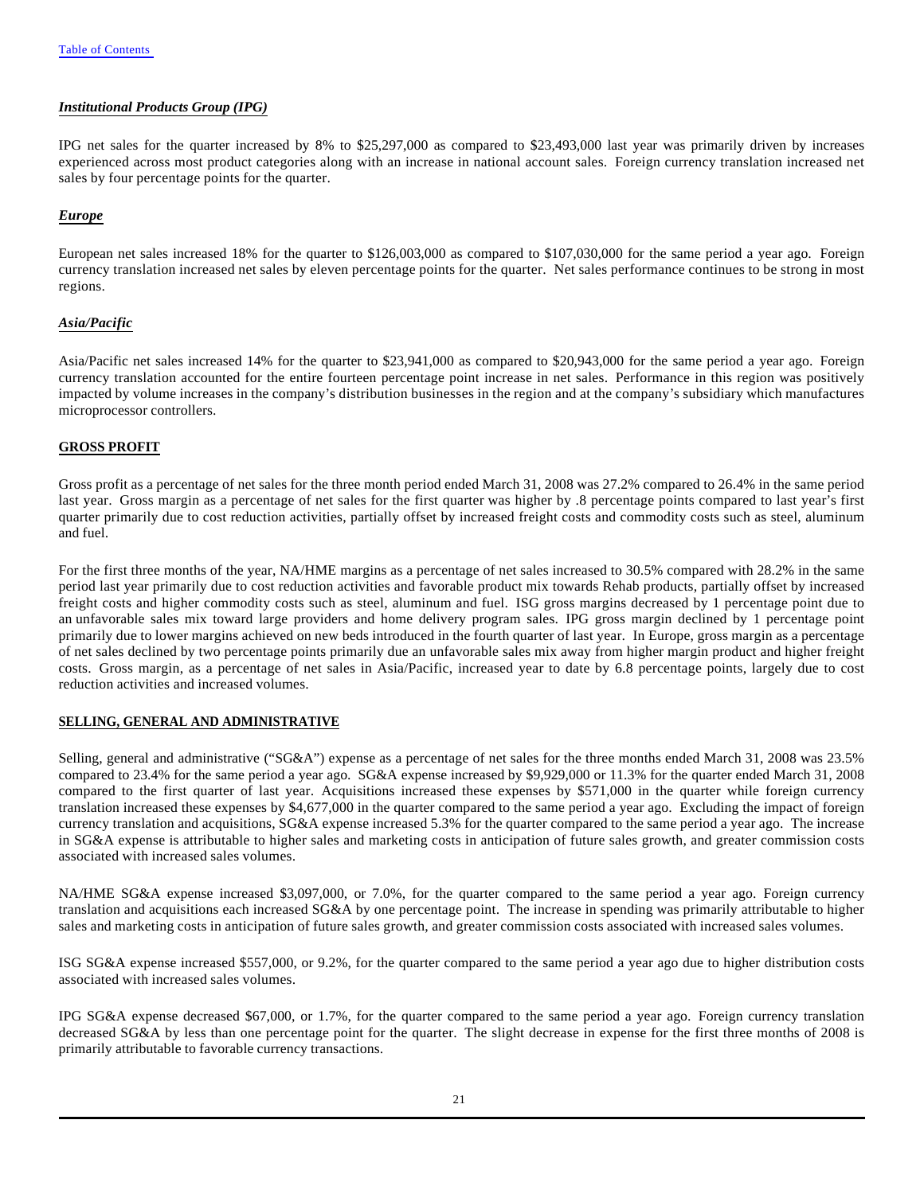*Institutional Products Group (IPG)*

IPG net sales for the quarter increased by 8% to $25,297,000 as compared to $23,493,000 last year was primarily driven by increases experienced across most product categories along with an increase in national account sales. Foreign currency translation increased net sales by four percentage points for the quarter.

*Europe*

European net sales increased 18% for the quarter to $126,003,000 as compared to $107,030,000 for the same period a year ago. Foreign currency translation increased net sales by eleven percentage points for the quarter. Net sales performance continues to be strong in most regions.

*Asia/Pacific*

Asia/Pacific net sales increased 14% for the quarter to $23,941,000 as compared to $20,943,000 for the same period a year ago. Foreign currency translation accounted for the entire fourteen percentage point increase in net sales. Performance in this region was positively impacted by volume increases in the company's distribution businesses in the region and at the company's subsidiary which manufactures microprocessor controllers.

**GROSS PROFIT**

Gross profit as a percentage of net sales for the three month period ended March 31, 2008 was 27.2% compared to 26.4% in the same period last year. Gross margin as a percentage of net sales for the first quarter was higher by .8 percentage points compared to last year's first quarter primarily due to cost reduction activities, partially offset by increased freight costs and commodity costs such as steel, aluminum and fuel.

For the first three months of the year, NA/HME margins as a percentage of net sales increased to 30.5% compared with 28.2% in the same period last year primarily due to cost reduction activities and favorable product mix towards Rehab products, partially offset by increased freight costs and higher commodity costs such as steel, aluminum and fuel. ISG gross margins decreased by 1 percentage point due to an unfavorable sales mix toward large providers and home delivery program sales. IPG gross margin declined by 1 percentage point primarily due to lower margins achieved on new beds introduced in the fourth quarter of last year. In Europe, gross margin as a percentage of net sales declined by two percentage points primarily due an unfavorable sales mix away from higher margin product and higher freight costs. Gross margin, as a percentage of net sales in Asia/Pacific, increased year to date by 6.8 percentage points, largely due to cost reduction activities and increased volumes.

**SELLING, GENERAL AND ADMINISTRATIVE**

Selling, general and administrative ("SG&A") expense as a percentage of net sales for the three months ended March 31, 2008 was 23.5% compared to 23.4% for the same period a year ago. SG&A expense increased by $9,929,000 or 11.3% for the quarter ended March 31, 2008 compared to the first quarter of last year. Acquisitions increased these expenses by $571,000 in the quarter while foreign currency translation increased these expenses by $4,677,000 in the quarter compared to the same period a year ago. Excluding the impact of foreign currency translation and acquisitions, SG&A expense increased 5.3% for the quarter compared to the same period a year ago. The increase in SG&A expense is attributable to higher sales and marketing costs in anticipation of future sales growth, and greater commission costs associated with increased sales volumes.

NA/HME SG&A expense increased $3,097,000, or 7.0%, for the quarter compared to the same period a year ago. Foreign currency translation and acquisitions each increased SG&A by one percentage point. The increase in spending was primarily attributable to higher sales and marketing costs in anticipation of future sales growth, and greater commission costs associated with increased sales volumes.

ISG SG&A expense increased $557,000, or 9.2%, for the quarter compared to the same period a year ago due to higher distribution costs associated with increased sales volumes.

IPG SG&A expense decreased $67,000, or 1.7%, for the quarter compared to the same period a year ago. Foreign currency translation decreased SG&A by less than one percentage point for the quarter. The slight decrease in expense for the first three months of 2008 is primarily attributable to favorable currency transactions.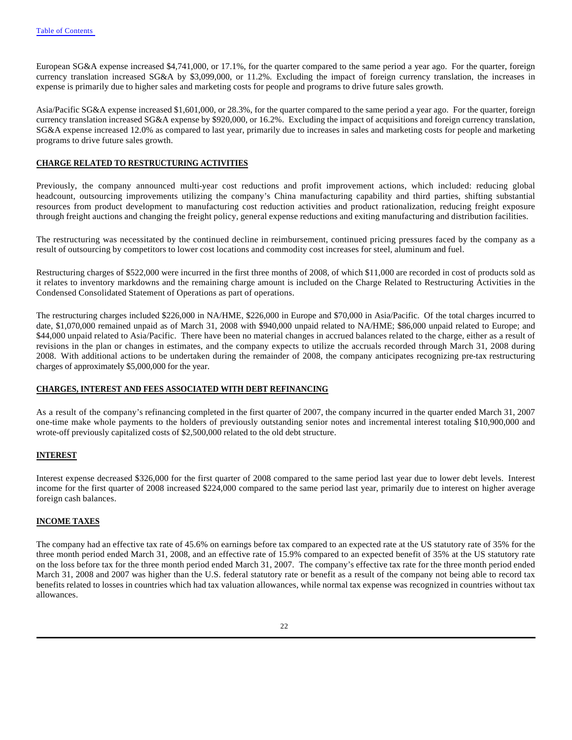European SG&A expense increased $4,741,000, or 17.1%, for the quarter compared to the same period a year ago. For the quarter, foreign currency translation increased SG&A by $3,099,000, or 11.2%. Excluding the impact of foreign currency translation, the increases in expense is primarily due to higher sales and marketing costs for people and programs to drive future sales growth.

Asia/Pacific SG&A expense increased $1,601,000, or 28.3%, for the quarter compared to the same period a year ago. For the quarter, foreign currency translation increased SG&A expense by $920,000, or 16.2%. Excluding the impact of acquisitions and foreign currency translation, SG&A expense increased 12.0% as compared to last year, primarily due to increases in sales and marketing costs for people and marketing programs to drive future sales growth.

**CHARGE RELATED TO RESTRUCTURING ACTIVITIES**

Previously, the company announced multi-year cost reductions and profit improvement actions, which included: reducing global headcount, outsourcing improvements utilizing the company's China manufacturing capability and third parties, shifting substantial resources from product development to manufacturing cost reduction activities and product rationalization, reducing freight exposure through freight auctions and changing the freight policy, general expense reductions and exiting manufacturing and distribution facilities.

The restructuring was necessitated by the continued decline in reimbursement, continued pricing pressures faced by the company as a result of outsourcing by competitors to lower cost locations and commodity cost increases for steel, aluminum and fuel.

Restructuring charges of $522,000 were incurred in the first three months of 2008, of which $11,000 are recorded in cost of products sold as it relates to inventory markdowns and the remaining charge amount is included on the Charge Related to Restructuring Activities in the Condensed Consolidated Statement of Operations as part of operations.

The restructuring charges included $226,000 in NA/HME, $226,000 in Europe and $70,000 in Asia/Pacific. Of the total charges incurred to date, $1,070,000 remained unpaid as of March 31, 2008 with $940,000 unpaid related to NA/HME; $86,000 unpaid related to Europe; and $44,000 unpaid related to Asia/Pacific. There have been no material changes in accrued balances related to the charge, either as a result of revisions in the plan or changes in estimates, and the company expects to utilize the accruals recorded through March 31, 2008 during 2008. With additional actions to be undertaken during the remainder of 2008, the company anticipates recognizing pre-tax restructuring charges of approximately $5,000,000 for the year.

**CHARGES, INTEREST AND FEES ASSOCIATED WITH DEBT REFINANCING**

As a result of the company's refinancing completed in the first quarter of 2007, the company incurred in the quarter ended March 31, 2007 one-time make whole payments to the holders of previously outstanding senior notes and incremental interest totaling $10,900,000 and wrote-off previously capitalized costs of $2,500,000 related to the old debt structure.

**INTEREST**

Interest expense decreased $326,000 for the first quarter of 2008 compared to the same period last year due to lower debt levels. Interest income for the first quarter of 2008 increased $224,000 compared to the same period last year, primarily due to interest on higher average foreign cash balances.

**INCOME TAXES**

The company had an effective tax rate of 45.6% on earnings before tax compared to an expected rate at the US statutory rate of 35% for the three month period ended March 31, 2008, and an effective rate of 15.9% compared to an expected benefit of 35% at the US statutory rate on the loss before tax for the three month period ended March 31, 2007. The company's effective tax rate for the three month period ended March 31, 2008 and 2007 was higher than the U.S. federal statutory rate or benefit as a result of the company not being able to record tax benefits related to losses in countries which had tax valuation allowances, while normal tax expense was recognized in countries without tax allowances.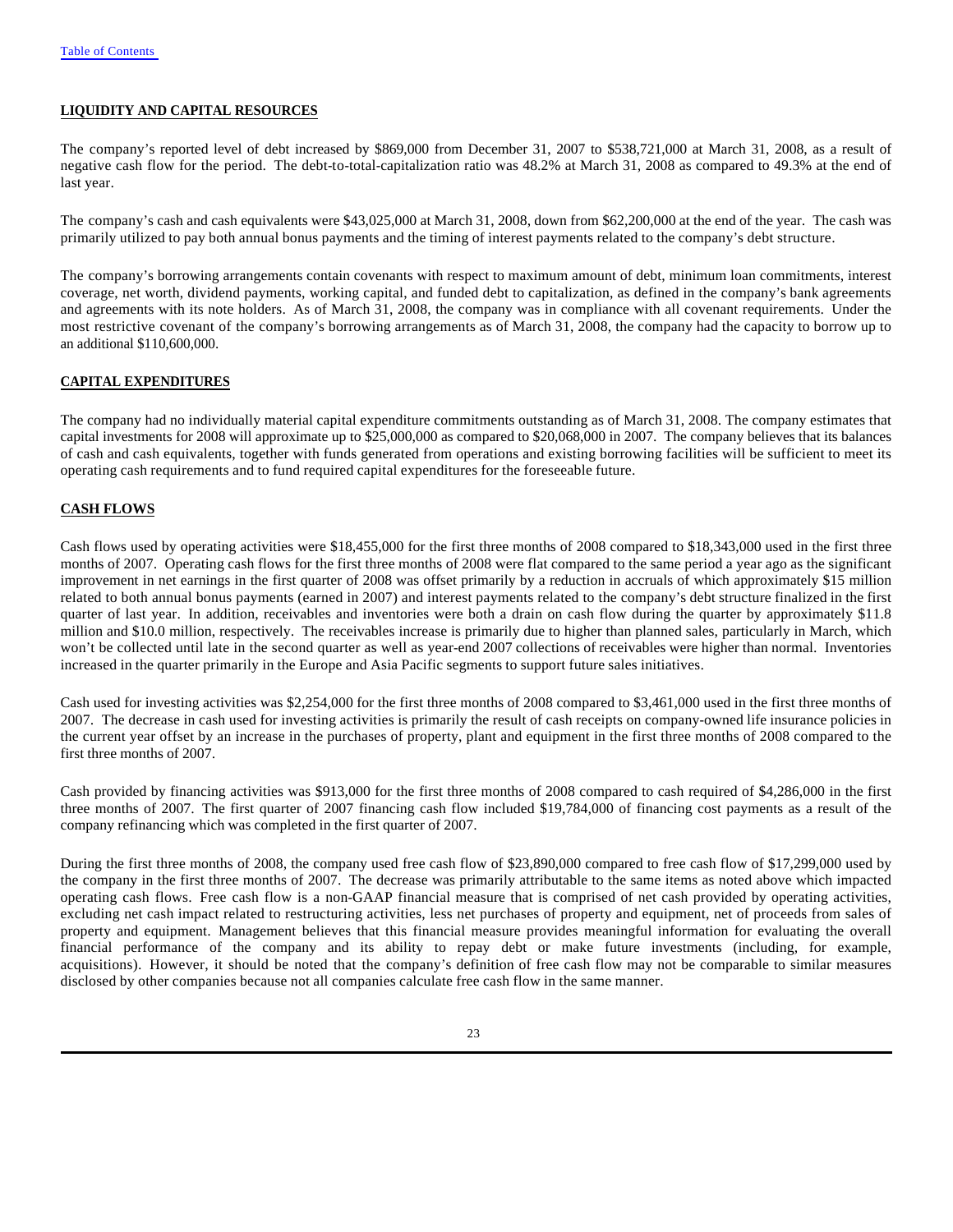## LIQUIDITY AND CAPITAL RESOURCES

The company's reported level of debt increased by $869,000 from December 31, 2007 to $538,721,000 at March 31, 2008, as a result of negative cash flow for the period. The debt-to-total-capitalization ratio was 48.2% at March 31, 2008 as compared to 49.3% at the end of last year.

The company's cash and cash equivalents were $43,025,000 at March 31, 2008, down from $62,200,000 at the end of the year. The cash was primarily utilized to pay both annual bonus payments and the timing of interest payments related to the company's debt structure.

The company's borrowing arrangements contain covenants with respect to maximum amount of debt, minimum loan commitments, interest coverage, net worth, dividend payments, working capital, and funded debt to capitalization, as defined in the company's bank agreements and agreements with its note holders. As of March 31, 2008, the company was in compliance with all covenant requirements. Under the most restrictive covenant of the company's borrowing arrangements as of March 31, 2008, the company had the capacity to borrow up to an additional $110,600,000.

## CAPITAL EXPENDITURES

The company had no individually material capital expenditure commitments outstanding as of March 31, 2008. The company estimates that capital investments for 2008 will approximate up to $25,000,000 as compared to $20,068,000 in 2007. The company believes that its balances of cash and cash equivalents, together with funds generated from operations and existing borrowing facilities will be sufficient to meet its operating cash requirements and to fund required capital expenditures for the foreseeable future.

## CASH FLOWS

Cash flows used by operating activities were $18,455,000 for the first three months of 2008 compared to $18,343,000 used in the first three months of 2007. Operating cash flows for the first three months of 2008 were flat compared to the same period a year ago as the significant improvement in net earnings in the first quarter of 2008 was offset primarily by a reduction in accruals of which approximately $15 million related to both annual bonus payments (earned in 2007) and interest payments related to the company's debt structure finalized in the first quarter of last year. In addition, receivables and inventories were both a drain on cash flow during the quarter by approximately $11.8 million and $10.0 million, respectively. The receivables increase is primarily due to higher than planned sales, particularly in March, which won't be collected until late in the second quarter as well as year-end 2007 collections of receivables were higher than normal. Inventories increased in the quarter primarily in the Europe and Asia Pacific segments to support future sales initiatives.

Cash used for investing activities was $2,254,000 for the first three months of 2008 compared to $3,461,000 used in the first three months of 2007. The decrease in cash used for investing activities is primarily the result of cash receipts on company-owned life insurance policies in the current year offset by an increase in the purchases of property, plant and equipment in the first three months of 2008 compared to the first three months of 2007.

Cash provided by financing activities was $913,000 for the first three months of 2008 compared to cash required of $4,286,000 in the first three months of 2007. The first quarter of 2007 financing cash flow included $19,784,000 of financing cost payments as a result of the company refinancing which was completed in the first quarter of 2007.

During the first three months of 2008, the company used free cash flow of $23,890,000 compared to free cash flow of $17,299,000 used by the company in the first three months of 2007. The decrease was primarily attributable to the same items as noted above which impacted operating cash flows. Free cash flow is a non-GAAP financial measure that is comprised of net cash provided by operating activities, excluding net cash impact related to restructuring activities, less net purchases of property and equipment, net of proceeds from sales of property and equipment. Management believes that this financial measure provides meaningful information for evaluating the overall financial performance of the company and its ability to repay debt or make future investments (including, for example, acquisitions). However, it should be noted that the company's definition of free cash flow may not be comparable to similar measures disclosed by other companies because not all companies calculate free cash flow in the same manner.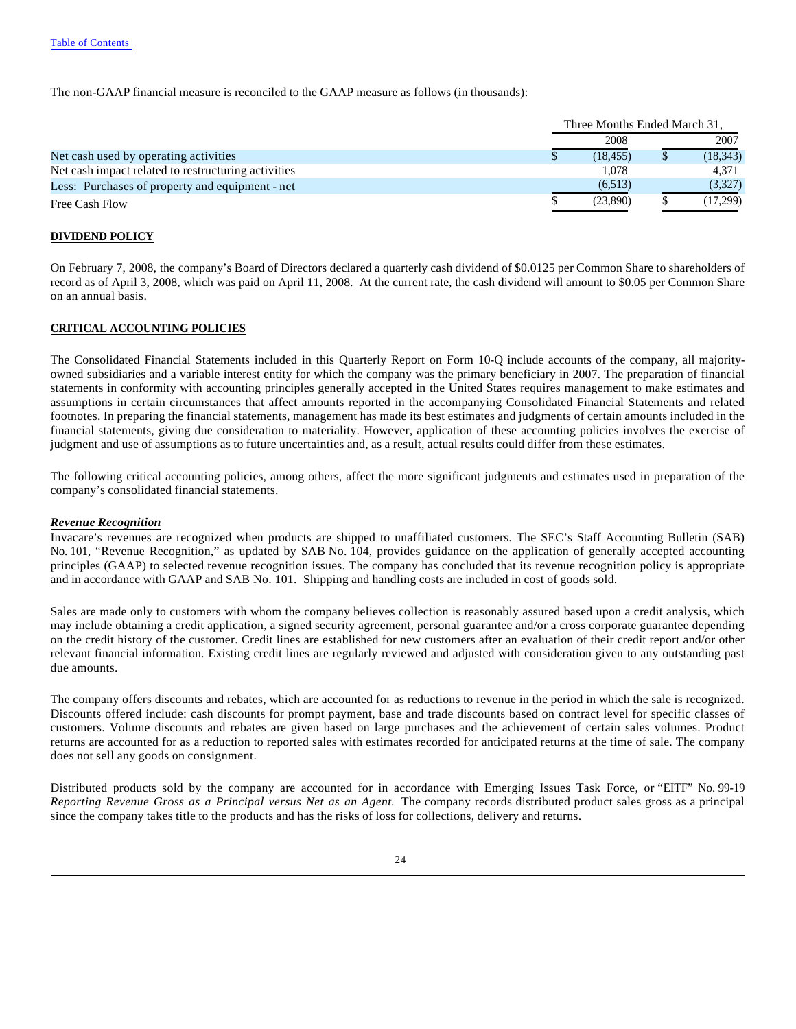The non-GAAP financial measure is reconciled to the GAAP measure as follows (in thousands):

| | Three Months Ended March 31, | |
|---|---|---|
| | 2008 | 2007 |
| Net cash used by operating activities | $ (18,455) | $ (18,343) |
| Net cash impact related to restructuring activities | 1,078 | 4,371 |
| Less: Purchases of property and equipment - net | (6,513) | (3,327) |
| Free Cash Flow | $ (23,890) | $ (17,299) |

**DIVIDEND POLICY**

On February 7, 2008, the company's Board of Directors declared a quarterly cash dividend of $0.0125 per Common Share to shareholders of record as of April 3, 2008, which was paid on April 11, 2008. At the current rate, the cash dividend will amount to $0.05 per Common Share on an annual basis.

**CRITICAL ACCOUNTING POLICIES**

The Consolidated Financial Statements included in this Quarterly Report on Form 10-Q include accounts of the company, all majority-owned subsidiaries and a variable interest entity for which the company was the primary beneficiary in 2007. The preparation of financial statements in conformity with accounting principles generally accepted in the United States requires management to make estimates and assumptions in certain circumstances that affect amounts reported in the accompanying Consolidated Financial Statements and related footnotes. In preparing the financial statements, management has made its best estimates and judgments of certain amounts included in the financial statements, giving due consideration to materiality. However, application of these accounting policies involves the exercise of judgment and use of assumptions as to future uncertainties and, as a result, actual results could differ from these estimates.

The following critical accounting policies, among others, affect the more significant judgments and estimates used in preparation of the company's consolidated financial statements.

***Revenue Recognition***

Invacare's revenues are recognized when products are shipped to unaffiliated customers. The SEC's Staff Accounting Bulletin (SAB) No. 101, "Revenue Recognition," as updated by SAB No. 104, provides guidance on the application of generally accepted accounting principles (GAAP) to selected revenue recognition issues. The company has concluded that its revenue recognition policy is appropriate and in accordance with GAAP and SAB No. 101. Shipping and handling costs are included in cost of goods sold.

Sales are made only to customers with whom the company believes collection is reasonably assured based upon a credit analysis, which may include obtaining a credit application, a signed security agreement, personal guarantee and/or a cross corporate guarantee depending on the credit history of the customer. Credit lines are established for new customers after an evaluation of their credit report and/or other relevant financial information. Existing credit lines are regularly reviewed and adjusted with consideration given to any outstanding past due amounts.

The company offers discounts and rebates, which are accounted for as reductions to revenue in the period in which the sale is recognized. Discounts offered include: cash discounts for prompt payment, base and trade discounts based on contract level for specific classes of customers. Volume discounts and rebates are given based on large purchases and the achievement of certain sales volumes. Product returns are accounted for as a reduction to reported sales with estimates recorded for anticipated returns at the time of sale. The company does not sell any goods on consignment.

Distributed products sold by the company are accounted for in accordance with Emerging Issues Task Force, or "EITF" No. 99-19 *Reporting Revenue Gross as a Principal versus Net as an Agent.* The company records distributed product sales gross as a principal since the company takes title to the products and has the risks of loss for collections, delivery and returns.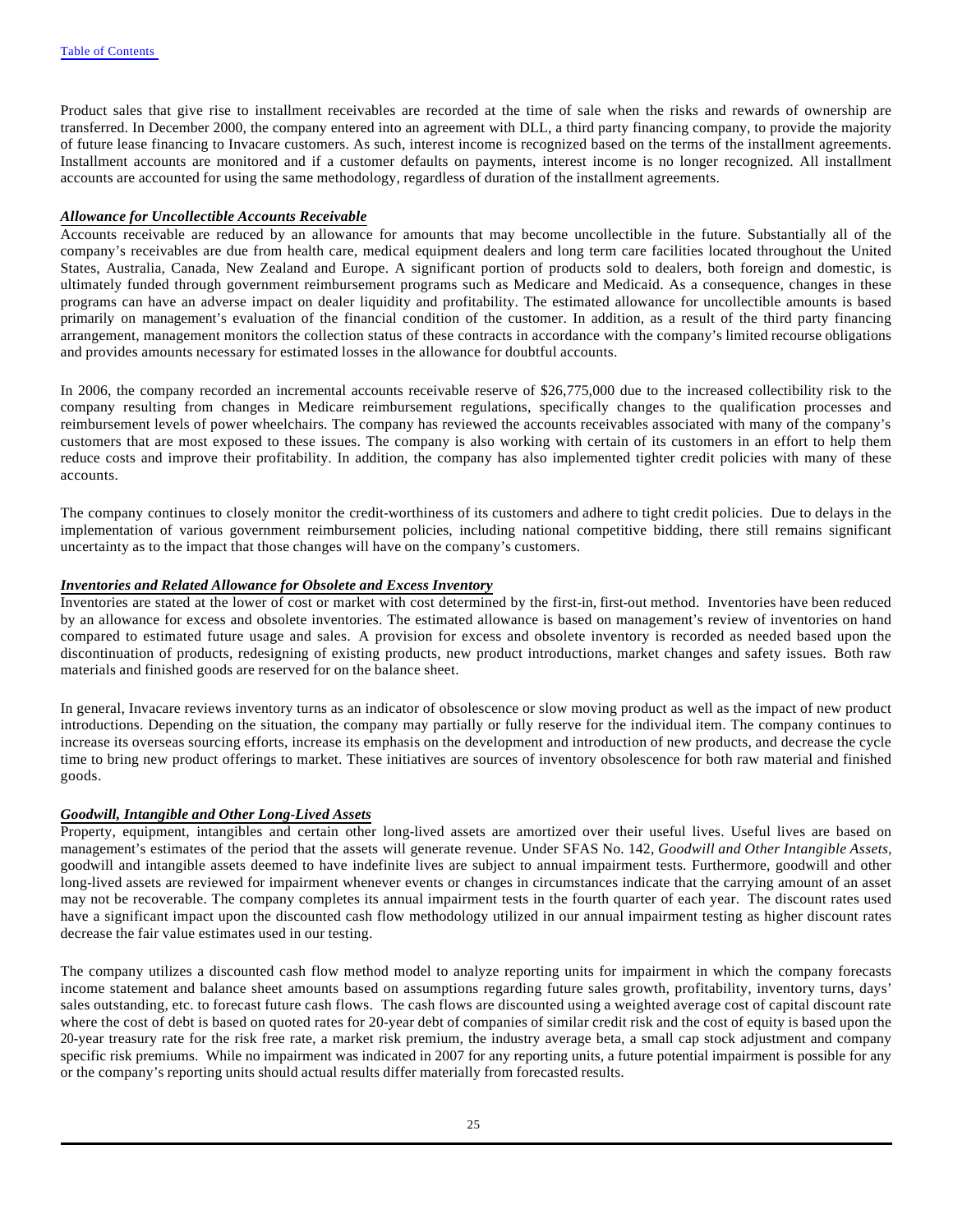Product sales that give rise to installment receivables are recorded at the time of sale when the risks and rewards of ownership are transferred. In December 2000, the company entered into an agreement with DLL, a third party financing company, to provide the majority of future lease financing to Invacare customers. As such, interest income is recognized based on the terms of the installment agreements. Installment accounts are monitored and if a customer defaults on payments, interest income is no longer recognized. All installment accounts are accounted for using the same methodology, regardless of duration of the installment agreements.

***Allowance for Uncollectible Accounts Receivable***

Accounts receivable are reduced by an allowance for amounts that may become uncollectible in the future. Substantially all of the company's receivables are due from health care, medical equipment dealers and long term care facilities located throughout the United States, Australia, Canada, New Zealand and Europe. A significant portion of products sold to dealers, both foreign and domestic, is ultimately funded through government reimbursement programs such as Medicare and Medicaid. As a consequence, changes in these programs can have an adverse impact on dealer liquidity and profitability. The estimated allowance for uncollectible amounts is based primarily on management's evaluation of the financial condition of the customer. In addition, as a result of the third party financing arrangement, management monitors the collection status of these contracts in accordance with the company's limited recourse obligations and provides amounts necessary for estimated losses in the allowance for doubtful accounts.

In 2006, the company recorded an incremental accounts receivable reserve of $26,775,000 due to the increased collectibility risk to the company resulting from changes in Medicare reimbursement regulations, specifically changes to the qualification processes and reimbursement levels of power wheelchairs. The company has reviewed the accounts receivables associated with many of the company's customers that are most exposed to these issues. The company is also working with certain of its customers in an effort to help them reduce costs and improve their profitability. In addition, the company has also implemented tighter credit policies with many of these accounts.

The company continues to closely monitor the credit-worthiness of its customers and adhere to tight credit policies. Due to delays in the implementation of various government reimbursement policies, including national competitive bidding, there still remains significant uncertainty as to the impact that those changes will have on the company's customers.

***Inventories and Related Allowance for Obsolete and Excess Inventory***

Inventories are stated at the lower of cost or market with cost determined by the first-in, first-out method. Inventories have been reduced by an allowance for excess and obsolete inventories. The estimated allowance is based on management's review of inventories on hand compared to estimated future usage and sales. A provision for excess and obsolete inventory is recorded as needed based upon the discontinuation of products, redesigning of existing products, new product introductions, market changes and safety issues. Both raw materials and finished goods are reserved for on the balance sheet.

In general, Invacare reviews inventory turns as an indicator of obsolescence or slow moving product as well as the impact of new product introductions. Depending on the situation, the company may partially or fully reserve for the individual item. The company continues to increase its overseas sourcing efforts, increase its emphasis on the development and introduction of new products, and decrease the cycle time to bring new product offerings to market. These initiatives are sources of inventory obsolescence for both raw material and finished goods.

***Goodwill, Intangible and Other Long-Lived Assets***

Property, equipment, intangibles and certain other long-lived assets are amortized over their useful lives. Useful lives are based on management's estimates of the period that the assets will generate revenue. Under SFAS No. 142, *Goodwill and Other Intangible Assets*, goodwill and intangible assets deemed to have indefinite lives are subject to annual impairment tests. Furthermore, goodwill and other long-lived assets are reviewed for impairment whenever events or changes in circumstances indicate that the carrying amount of an asset may not be recoverable. The company completes its annual impairment tests in the fourth quarter of each year. The discount rates used have a significant impact upon the discounted cash flow methodology utilized in our annual impairment testing as higher discount rates decrease the fair value estimates used in our testing.

The company utilizes a discounted cash flow method model to analyze reporting units for impairment in which the company forecasts income statement and balance sheet amounts based on assumptions regarding future sales growth, profitability, inventory turns, days' sales outstanding, etc. to forecast future cash flows. The cash flows are discounted using a weighted average cost of capital discount rate where the cost of debt is based on quoted rates for 20-year debt of companies of similar credit risk and the cost of equity is based upon the 20-year treasury rate for the risk free rate, a market risk premium, the industry average beta, a small cap stock adjustment and company specific risk premiums. While no impairment was indicated in 2007 for any reporting units, a future potential impairment is possible for any or the company's reporting units should actual results differ materially from forecasted results.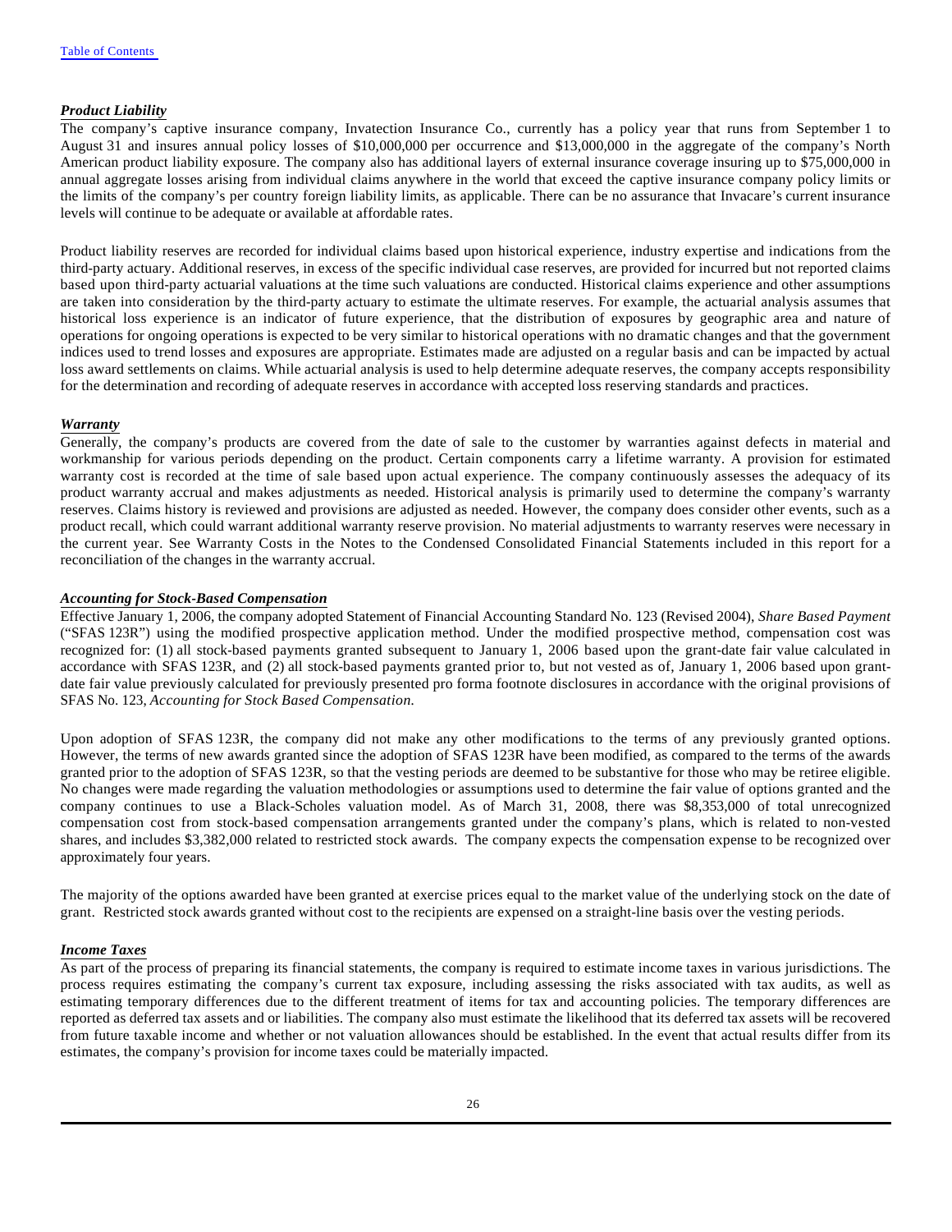***Product Liability***

The company's captive insurance company, Invatection Insurance Co., currently has a policy year that runs from September 1 to August 31 and insures annual policy losses of $10,000,000 per occurrence and $13,000,000 in the aggregate of the company's North American product liability exposure. The company also has additional layers of external insurance coverage insuring up to $75,000,000 in annual aggregate losses arising from individual claims anywhere in the world that exceed the captive insurance company policy limits or the limits of the company's per country foreign liability limits, as applicable. There can be no assurance that Invacare's current insurance levels will continue to be adequate or available at affordable rates.

Product liability reserves are recorded for individual claims based upon historical experience, industry expertise and indications from the third-party actuary. Additional reserves, in excess of the specific individual case reserves, are provided for incurred but not reported claims based upon third-party actuarial valuations at the time such valuations are conducted. Historical claims experience and other assumptions are taken into consideration by the third-party actuary to estimate the ultimate reserves. For example, the actuarial analysis assumes that historical loss experience is an indicator of future experience, that the distribution of exposures by geographic area and nature of operations for ongoing operations is expected to be very similar to historical operations with no dramatic changes and that the government indices used to trend losses and exposures are appropriate. Estimates made are adjusted on a regular basis and can be impacted by actual loss award settlements on claims. While actuarial analysis is used to help determine adequate reserves, the company accepts responsibility for the determination and recording of adequate reserves in accordance with accepted loss reserving standards and practices.

***Warranty***

Generally, the company's products are covered from the date of sale to the customer by warranties against defects in material and workmanship for various periods depending on the product. Certain components carry a lifetime warranty. A provision for estimated warranty cost is recorded at the time of sale based upon actual experience. The company continuously assesses the adequacy of its product warranty accrual and makes adjustments as needed. Historical analysis is primarily used to determine the company's warranty reserves. Claims history is reviewed and provisions are adjusted as needed. However, the company does consider other events, such as a product recall, which could warrant additional warranty reserve provision. No material adjustments to warranty reserves were necessary in the current year. See Warranty Costs in the Notes to the Condensed Consolidated Financial Statements included in this report for a reconciliation of the changes in the warranty accrual.

***Accounting for Stock-Based Compensation***

Effective January 1, 2006, the company adopted Statement of Financial Accounting Standard No. 123 (Revised 2004), *Share Based Payment* ("SFAS 123R") using the modified prospective application method. Under the modified prospective method, compensation cost was recognized for: (1) all stock-based payments granted subsequent to January 1, 2006 based upon the grant-date fair value calculated in accordance with SFAS 123R, and (2) all stock-based payments granted prior to, but not vested as of, January 1, 2006 based upon grant-date fair value previously calculated for previously presented pro forma footnote disclosures in accordance with the original provisions of SFAS No. 123, *Accounting for Stock Based Compensation.*

Upon adoption of SFAS 123R, the company did not make any other modifications to the terms of any previously granted options. However, the terms of new awards granted since the adoption of SFAS 123R have been modified, as compared to the terms of the awards granted prior to the adoption of SFAS 123R, so that the vesting periods are deemed to be substantive for those who may be retiree eligible. No changes were made regarding the valuation methodologies or assumptions used to determine the fair value of options granted and the company continues to use a Black-Scholes valuation model. As of March 31, 2008, there was $8,353,000 of total unrecognized compensation cost from stock-based compensation arrangements granted under the company's plans, which is related to non-vested shares, and includes $3,382,000 related to restricted stock awards. The company expects the compensation expense to be recognized over approximately four years.

The majority of the options awarded have been granted at exercise prices equal to the market value of the underlying stock on the date of grant. Restricted stock awards granted without cost to the recipients are expensed on a straight-line basis over the vesting periods.

***Income Taxes***

As part of the process of preparing its financial statements, the company is required to estimate income taxes in various jurisdictions. The process requires estimating the company's current tax exposure, including assessing the risks associated with tax audits, as well as estimating temporary differences due to the different treatment of items for tax and accounting policies. The temporary differences are reported as deferred tax assets and or liabilities. The company also must estimate the likelihood that its deferred tax assets will be recovered from future taxable income and whether or not valuation allowances should be established. In the event that actual results differ from its estimates, the company's provision for income taxes could be materially impacted.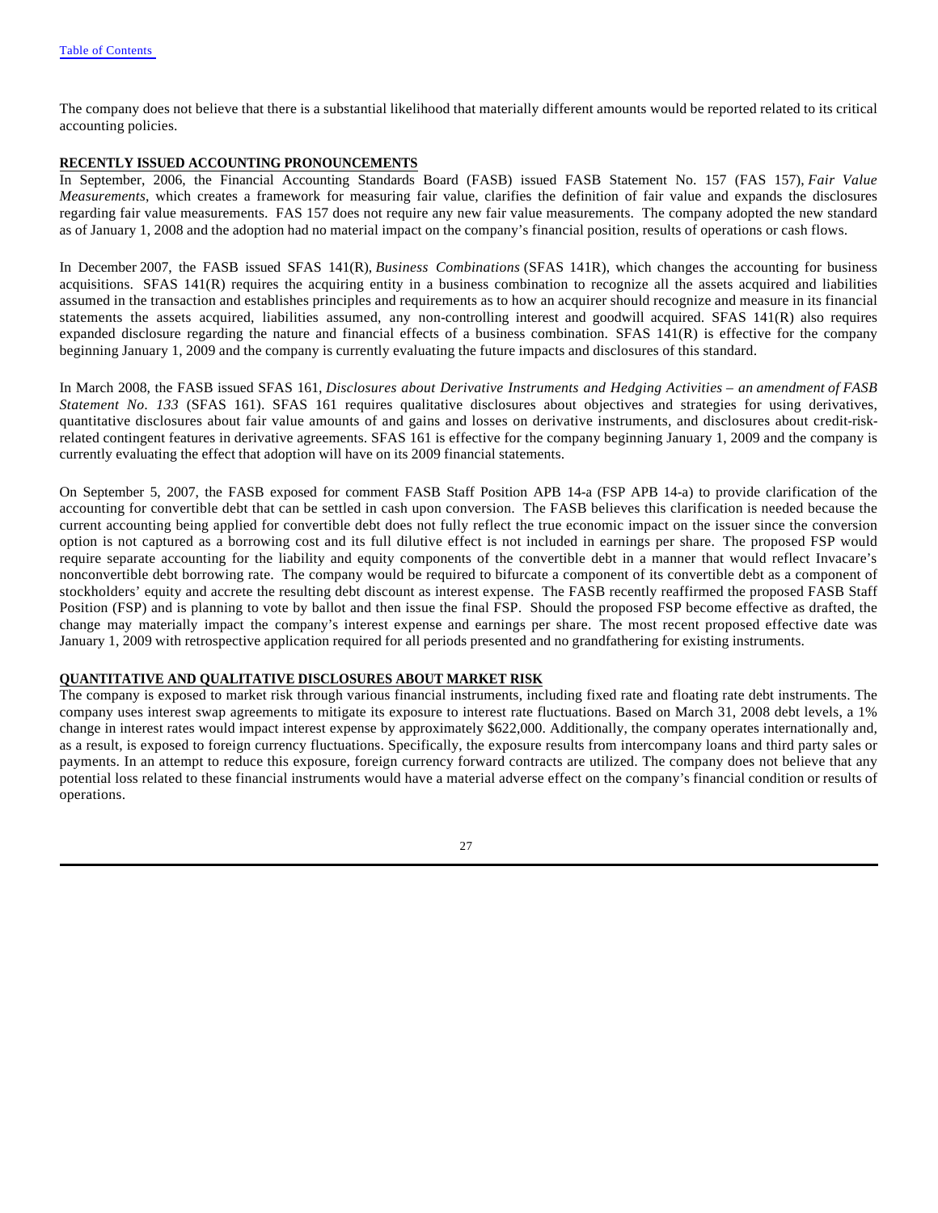The company does not believe that there is a substantial likelihood that materially different amounts would be reported related to its critical accounting policies.

**RECENTLY ISSUED ACCOUNTING PRONOUNCEMENTS**

In September, 2006, the Financial Accounting Standards Board (FASB) issued FASB Statement No. 157 (FAS 157), *Fair Value Measurements*, which creates a framework for measuring fair value, clarifies the definition of fair value and expands the disclosures regarding fair value measurements. FAS 157 does not require any new fair value measurements. The company adopted the new standard as of January 1, 2008 and the adoption had no material impact on the company's financial position, results of operations or cash flows.

In December 2007, the FASB issued SFAS 141(R), *Business Combinations* (SFAS 141R), which changes the accounting for business acquisitions. SFAS 141(R) requires the acquiring entity in a business combination to recognize all the assets acquired and liabilities assumed in the transaction and establishes principles and requirements as to how an acquirer should recognize and measure in its financial statements the assets acquired, liabilities assumed, any non-controlling interest and goodwill acquired. SFAS 141(R) also requires expanded disclosure regarding the nature and financial effects of a business combination. SFAS 141(R) is effective for the company beginning January 1, 2009 and the company is currently evaluating the future impacts and disclosures of this standard.

In March 2008, the FASB issued SFAS 161, *Disclosures about Derivative Instruments and Hedging Activities – an amendment of FASB Statement No. 133* (SFAS 161). SFAS 161 requires qualitative disclosures about objectives and strategies for using derivatives, quantitative disclosures about fair value amounts of and gains and losses on derivative instruments, and disclosures about credit-risk-related contingent features in derivative agreements. SFAS 161 is effective for the company beginning January 1, 2009 and the company is currently evaluating the effect that adoption will have on its 2009 financial statements.

On September 5, 2007, the FASB exposed for comment FASB Staff Position APB 14-a (FSP APB 14-a) to provide clarification of the accounting for convertible debt that can be settled in cash upon conversion. The FASB believes this clarification is needed because the current accounting being applied for convertible debt does not fully reflect the true economic impact on the issuer since the conversion option is not captured as a borrowing cost and its full dilutive effect is not included in earnings per share. The proposed FSP would require separate accounting for the liability and equity components of the convertible debt in a manner that would reflect Invacare's nonconvertible debt borrowing rate. The company would be required to bifurcate a component of its convertible debt as a component of stockholders' equity and accrete the resulting debt discount as interest expense. The FASB recently reaffirmed the proposed FASB Staff Position (FSP) and is planning to vote by ballot and then issue the final FSP. Should the proposed FSP become effective as drafted, the change may materially impact the company's interest expense and earnings per share. The most recent proposed effective date was January 1, 2009 with retrospective application required for all periods presented and no grandfathering for existing instruments.

**QUANTITATIVE AND QUALITATIVE DISCLOSURES ABOUT MARKET RISK**

The company is exposed to market risk through various financial instruments, including fixed rate and floating rate debt instruments. The company uses interest swap agreements to mitigate its exposure to interest rate fluctuations. Based on March 31, 2008 debt levels, a 1% change in interest rates would impact interest expense by approximately $622,000. Additionally, the company operates internationally and, as a result, is exposed to foreign currency fluctuations. Specifically, the exposure results from intercompany loans and third party sales or payments. In an attempt to reduce this exposure, foreign currency forward contracts are utilized. The company does not believe that any potential loss related to these financial instruments would have a material adverse effect on the company's financial condition or results of operations.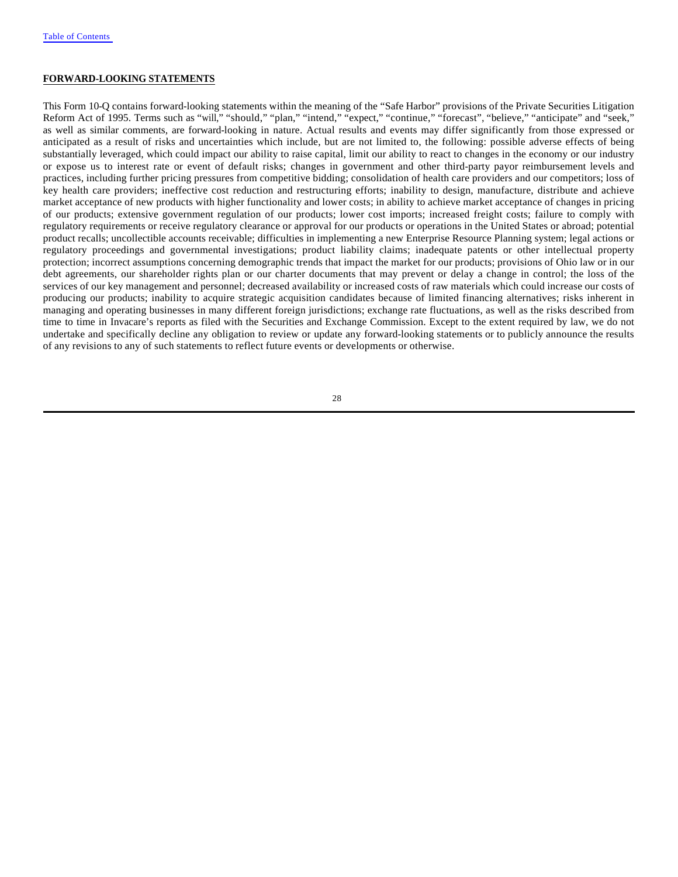**FORWARD-LOOKING STATEMENTS**

This Form 10-Q contains forward-looking statements within the meaning of the "Safe Harbor" provisions of the Private Securities Litigation Reform Act of 1995. Terms such as "will," "should," "plan," "intend," "expect," "continue," "forecast", "believe," "anticipate" and "seek," as well as similar comments, are forward-looking in nature. Actual results and events may differ significantly from those expressed or anticipated as a result of risks and uncertainties which include, but are not limited to, the following: possible adverse effects of being substantially leveraged, which could impact our ability to raise capital, limit our ability to react to changes in the economy or our industry or expose us to interest rate or event of default risks; changes in government and other third-party payor reimbursement levels and practices, including further pricing pressures from competitive bidding; consolidation of health care providers and our competitors; loss of key health care providers; ineffective cost reduction and restructuring efforts; inability to design, manufacture, distribute and achieve market acceptance of new products with higher functionality and lower costs; in ability to achieve market acceptance of changes in pricing of our products; extensive government regulation of our products; lower cost imports; increased freight costs; failure to comply with regulatory requirements or receive regulatory clearance or approval for our products or operations in the United States or abroad; potential product recalls; uncollectible accounts receivable; difficulties in implementing a new Enterprise Resource Planning system; legal actions or regulatory proceedings and governmental investigations; product liability claims; inadequate patents or other intellectual property protection; incorrect assumptions concerning demographic trends that impact the market for our products; provisions of Ohio law or in our debt agreements, our shareholder rights plan or our charter documents that may prevent or delay a change in control; the loss of the services of our key management and personnel; decreased availability or increased costs of raw materials which could increase our costs of producing our products; inability to acquire strategic acquisition candidates because of limited financing alternatives; risks inherent in managing and operating businesses in many different foreign jurisdictions; exchange rate fluctuations, as well as the risks described from time to time in Invacare's reports as filed with the Securities and Exchange Commission. Except to the extent required by law, we do not undertake and specifically decline any obligation to review or update any forward-looking statements or to publicly announce the results of any revisions to any of such statements to reflect future events or developments or otherwise.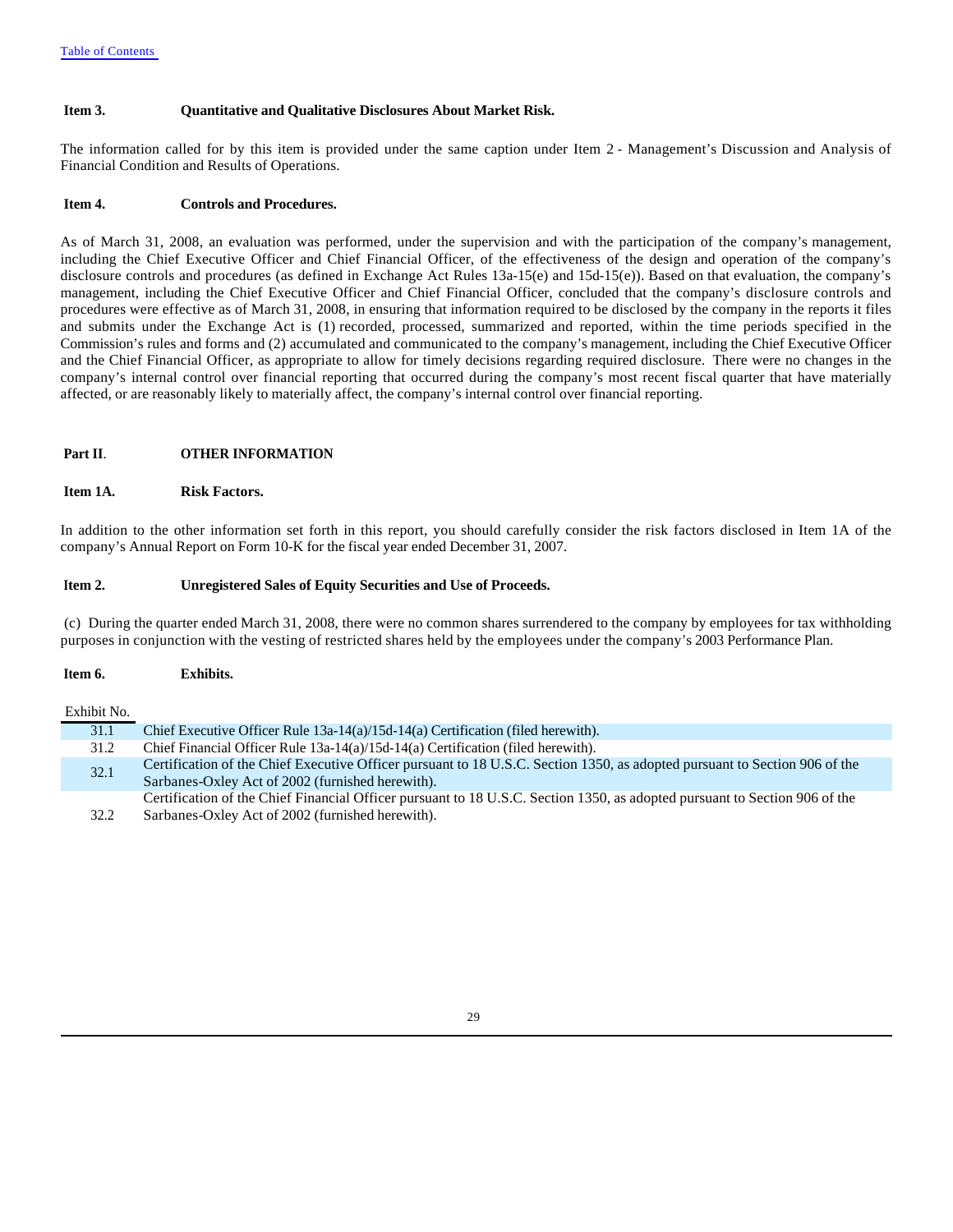## Item 3. Quantitative and Qualitative Disclosures About Market Risk.

The information called for by this item is provided under the same caption under Item 2 - Management's Discussion and Analysis of Financial Condition and Results of Operations.

## Item 4. Controls and Procedures.

As of March 31, 2008, an evaluation was performed, under the supervision and with the participation of the company's management, including the Chief Executive Officer and Chief Financial Officer, of the effectiveness of the design and operation of the company's disclosure controls and procedures (as defined in Exchange Act Rules 13a-15(e) and 15d-15(e)). Based on that evaluation, the company's management, including the Chief Executive Officer and Chief Financial Officer, concluded that the company's disclosure controls and procedures were effective as of March 31, 2008, in ensuring that information required to be disclosed by the company in the reports it files and submits under the Exchange Act is (1) recorded, processed, summarized and reported, within the time periods specified in the Commission's rules and forms and (2) accumulated and communicated to the company's management, including the Chief Executive Officer and the Chief Financial Officer, as appropriate to allow for timely decisions regarding required disclosure. There were no changes in the company's internal control over financial reporting that occurred during the company's most recent fiscal quarter that have materially affected, or are reasonably likely to materially affect, the company's internal control over financial reporting.

# Part II. OTHER INFORMATION

## Item 1A. Risk Factors.

In addition to the other information set forth in this report, you should carefully consider the risk factors disclosed in Item 1A of the company's Annual Report on Form 10-K for the fiscal year ended December 31, 2007.

## Item 2. Unregistered Sales of Equity Securities and Use of Proceeds.

(c) During the quarter ended March 31, 2008, there were no common shares surrendered to the company by employees for tax withholding purposes in conjunction with the vesting of restricted shares held by the employees under the company's 2003 Performance Plan.

## Item 6. Exhibits.

| Exhibit No. | |
|---|---|
| 31.1 | Chief Executive Officer Rule 13a-14(a)/15d-14(a) Certification (filed herewith). |
| 31.2 | Chief Financial Officer Rule 13a-14(a)/15d-14(a) Certification (filed herewith). |
| 32.1 | Certification of the Chief Executive Officer pursuant to 18 U.S.C. Section 1350, as adopted pursuant to Section 906 of the Sarbanes-Oxley Act of 2002 (furnished herewith). |
| 32.2 | Certification of the Chief Financial Officer pursuant to 18 U.S.C. Section 1350, as adopted pursuant to Section 906 of the Sarbanes-Oxley Act of 2002 (furnished herewith). |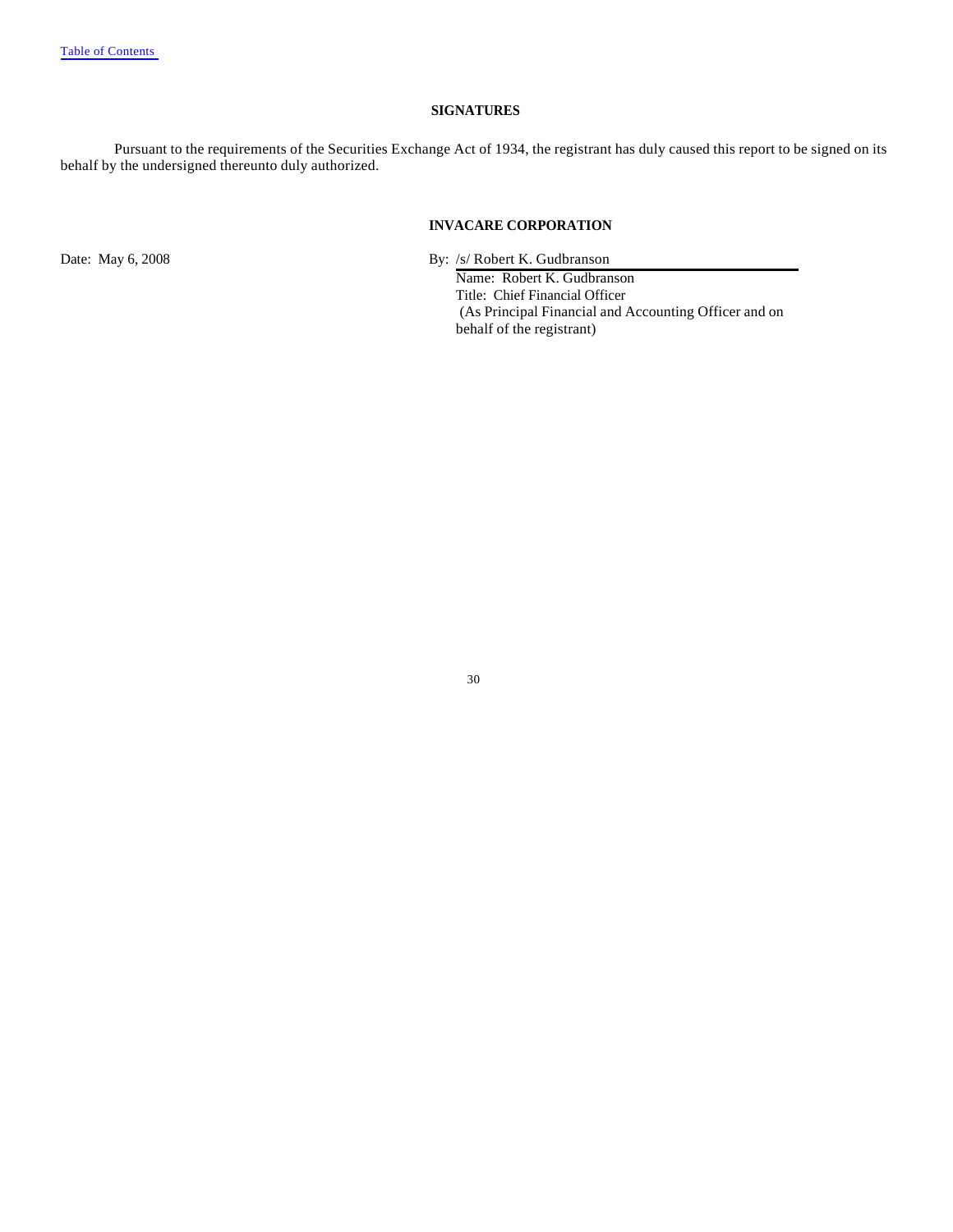## SIGNATURES

Pursuant to the requirements of the Securities Exchange Act of 1934, the registrant has duly caused this report to be signed on its behalf by the undersigned thereunto duly authorized.

**INVACARE CORPORATION**

Date: May 6, 2008

By: /s/ Robert K. Gudbranson

Name: Robert K. Gudbranson
Title: Chief Financial Officer
(As Principal Financial and Accounting Officer and on behalf of the registrant)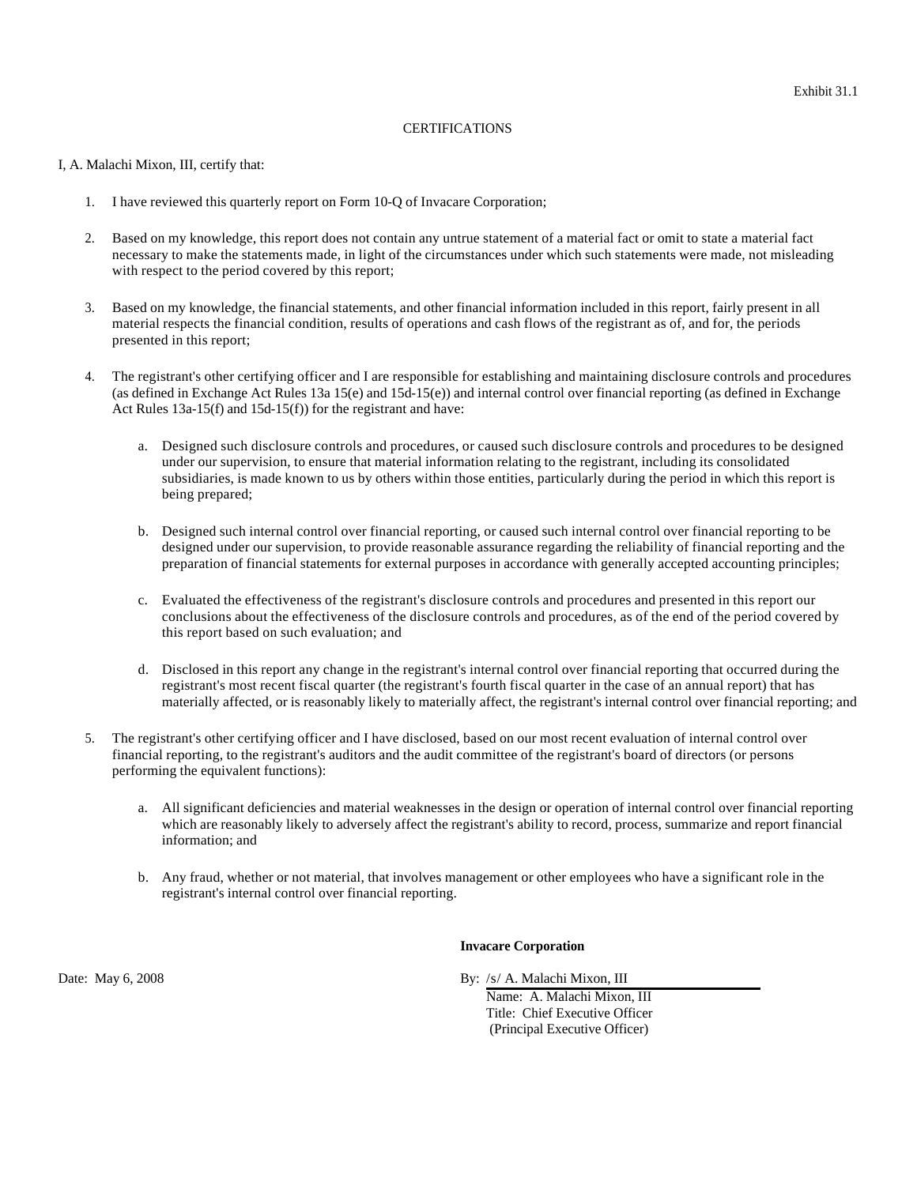Exhibit 31.1

# CERTIFICATIONS

I, A. Malachi Mixon, III, certify that:

1. I have reviewed this quarterly report on Form 10-Q of Invacare Corporation;

2. Based on my knowledge, this report does not contain any untrue statement of a material fact or omit to state a material fact necessary to make the statements made, in light of the circumstances under which such statements were made, not misleading with respect to the period covered by this report;

3. Based on my knowledge, the financial statements, and other financial information included in this report, fairly present in all material respects the financial condition, results of operations and cash flows of the registrant as of, and for, the periods presented in this report;

4. The registrant's other certifying officer and I are responsible for establishing and maintaining disclosure controls and procedures (as defined in Exchange Act Rules 13a 15(e) and 15d-15(e)) and internal control over financial reporting (as defined in Exchange Act Rules 13a-15(f) and 15d-15(f)) for the registrant and have:

   a. Designed such disclosure controls and procedures, or caused such disclosure controls and procedures to be designed under our supervision, to ensure that material information relating to the registrant, including its consolidated subsidiaries, is made known to us by others within those entities, particularly during the period in which this report is being prepared;

   b. Designed such internal control over financial reporting, or caused such internal control over financial reporting to be designed under our supervision, to provide reasonable assurance regarding the reliability of financial reporting and the preparation of financial statements for external purposes in accordance with generally accepted accounting principles;

   c. Evaluated the effectiveness of the registrant's disclosure controls and procedures and presented in this report our conclusions about the effectiveness of the disclosure controls and procedures, as of the end of the period covered by this report based on such evaluation; and

   d. Disclosed in this report any change in the registrant's internal control over financial reporting that occurred during the registrant's most recent fiscal quarter (the registrant's fourth fiscal quarter in the case of an annual report) that has materially affected, or is reasonably likely to materially affect, the registrant's internal control over financial reporting; and

5. The registrant's other certifying officer and I have disclosed, based on our most recent evaluation of internal control over financial reporting, to the registrant's auditors and the audit committee of the registrant's board of directors (or persons performing the equivalent functions):

   a. All significant deficiencies and material weaknesses in the design or operation of internal control over financial reporting which are reasonably likely to adversely affect the registrant's ability to record, process, summarize and report financial information; and

   b. Any fraud, whether or not material, that involves management or other employees who have a significant role in the registrant's internal control over financial reporting.

**Invacare Corporation**

Date: May 6, 2008

By: /s/ A. Malachi Mixon, III
Name: A. Malachi Mixon, III
Title: Chief Executive Officer
(Principal Executive Officer)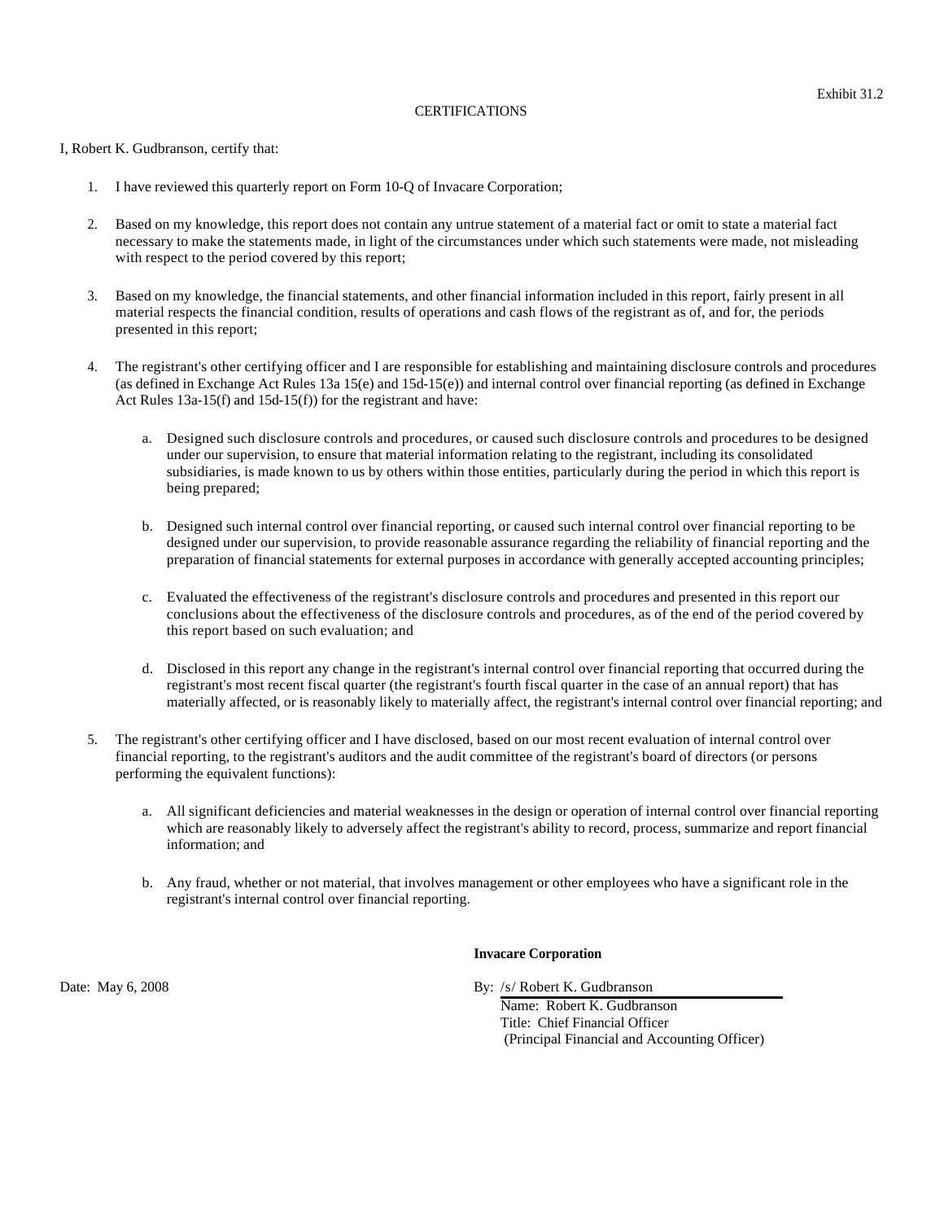Exhibit 31.2

CERTIFICATIONS

I, Robert K. Gudbranson, certify that:

1. I have reviewed this quarterly report on Form 10-Q of Invacare Corporation;

2. Based on my knowledge, this report does not contain any untrue statement of a material fact or omit to state a material fact necessary to make the statements made, in light of the circumstances under which such statements were made, not misleading with respect to the period covered by this report;

3. Based on my knowledge, the financial statements, and other financial information included in this report, fairly present in all material respects the financial condition, results of operations and cash flows of the registrant as of, and for, the periods presented in this report;

4. The registrant's other certifying officer and I are responsible for establishing and maintaining disclosure controls and procedures (as defined in Exchange Act Rules 13a 15(e) and 15d-15(e)) and internal control over financial reporting (as defined in Exchange Act Rules 13a-15(f) and 15d-15(f)) for the registrant and have:

   a. Designed such disclosure controls and procedures, or caused such disclosure controls and procedures to be designed under our supervision, to ensure that material information relating to the registrant, including its consolidated subsidiaries, is made known to us by others within those entities, particularly during the period in which this report is being prepared;

   b. Designed such internal control over financial reporting, or caused such internal control over financial reporting to be designed under our supervision, to provide reasonable assurance regarding the reliability of financial reporting and the preparation of financial statements for external purposes in accordance with generally accepted accounting principles;

   c. Evaluated the effectiveness of the registrant's disclosure controls and procedures and presented in this report our conclusions about the effectiveness of the disclosure controls and procedures, as of the end of the period covered by this report based on such evaluation; and

   d. Disclosed in this report any change in the registrant's internal control over financial reporting that occurred during the registrant's most recent fiscal quarter (the registrant's fourth fiscal quarter in the case of an annual report) that has materially affected, or is reasonably likely to materially affect, the registrant's internal control over financial reporting; and

5. The registrant's other certifying officer and I have disclosed, based on our most recent evaluation of internal control over financial reporting, to the registrant's auditors and the audit committee of the registrant's board of directors (or persons performing the equivalent functions):

   a. All significant deficiencies and material weaknesses in the design or operation of internal control over financial reporting which are reasonably likely to adversely affect the registrant's ability to record, process, summarize and report financial information; and

   b. Any fraud, whether or not material, that involves management or other employees who have a significant role in the registrant's internal control over financial reporting.

**Invacare Corporation**

Date: May 6, 2008

By: /s/ Robert K. Gudbranson
Name: Robert K. Gudbranson
Title: Chief Financial Officer
(Principal Financial and Accounting Officer)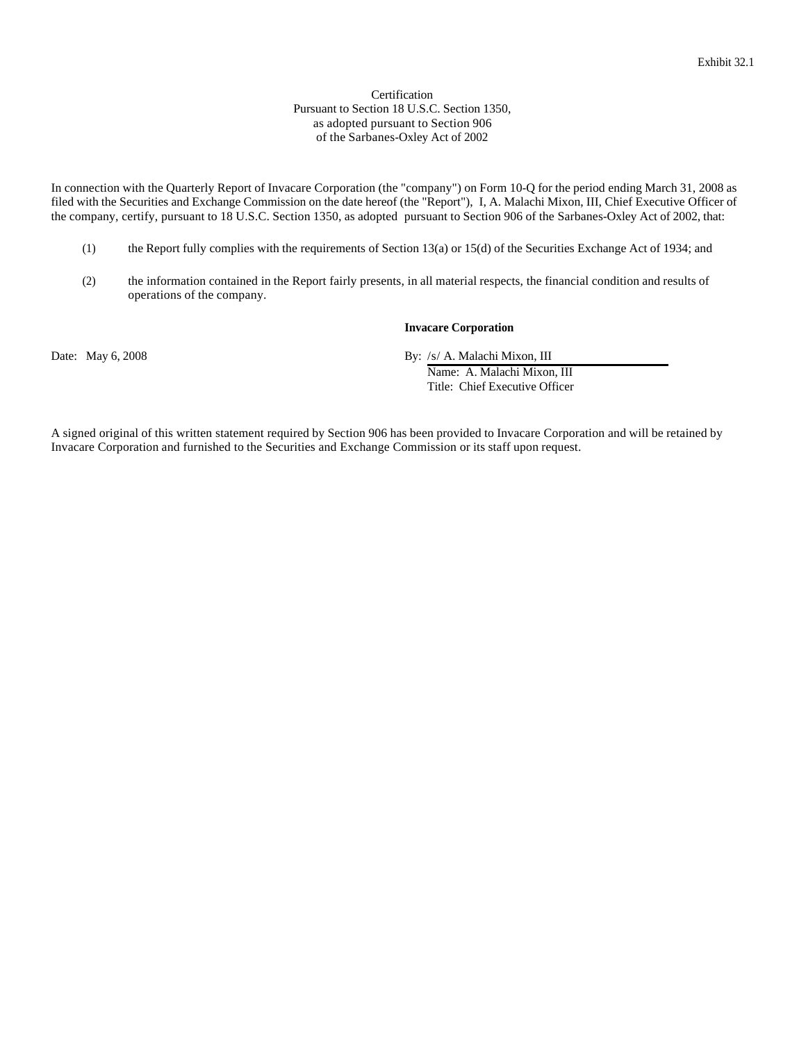Exhibit 32.1

Certification
Pursuant to Section 18 U.S.C. Section 1350,
as adopted pursuant to Section 906
of the Sarbanes-Oxley Act of 2002

In connection with the Quarterly Report of Invacare Corporation (the "company") on Form 10-Q for the period ending March 31, 2008 as filed with the Securities and Exchange Commission on the date hereof (the "Report"), I, A. Malachi Mixon, III, Chief Executive Officer of the company, certify, pursuant to 18 U.S.C. Section 1350, as adopted pursuant to Section 906 of the Sarbanes-Oxley Act of 2002, that:

(1) the Report fully complies with the requirements of Section 13(a) or 15(d) of the Securities Exchange Act of 1934; and

(2) the information contained in the Report fairly presents, in all material respects, the financial condition and results of operations of the company.

**Invacare Corporation**

Date: May 6, 2008

By: /s/ A. Malachi Mixon, III
Name: A. Malachi Mixon, III
Title: Chief Executive Officer

A signed original of this written statement required by Section 906 has been provided to Invacare Corporation and will be retained by Invacare Corporation and furnished to the Securities and Exchange Commission or its staff upon request.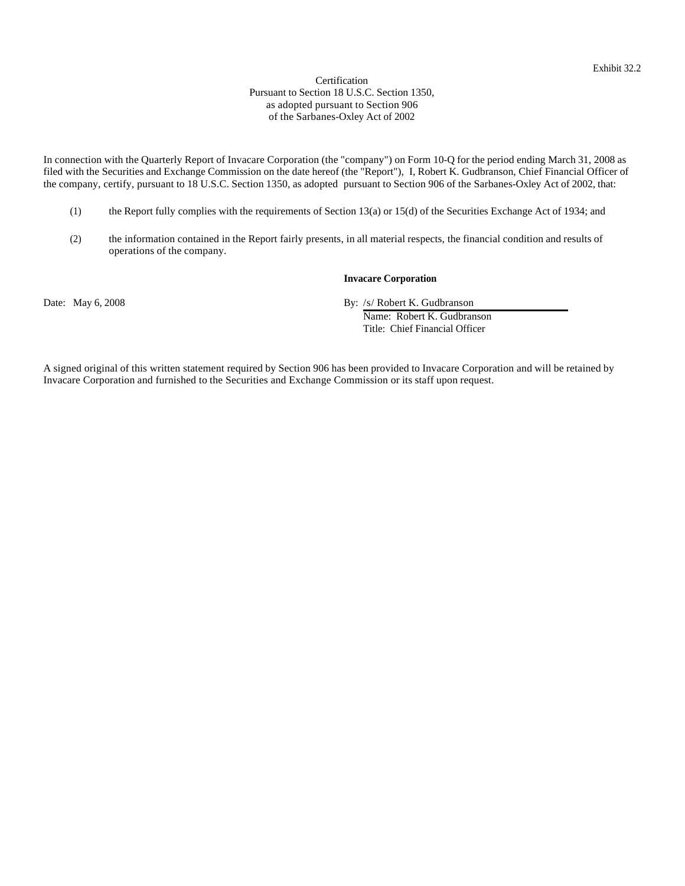Exhibit 32.2

Certification
Pursuant to Section 18 U.S.C. Section 1350,
as adopted pursuant to Section 906
of the Sarbanes-Oxley Act of 2002

In connection with the Quarterly Report of Invacare Corporation (the "company") on Form 10-Q for the period ending March 31, 2008 as filed with the Securities and Exchange Commission on the date hereof (the "Report"), I, Robert K. Gudbranson, Chief Financial Officer of the company, certify, pursuant to 18 U.S.C. Section 1350, as adopted pursuant to Section 906 of the Sarbanes-Oxley Act of 2002, that:

(1) the Report fully complies with the requirements of Section 13(a) or 15(d) of the Securities Exchange Act of 1934; and

(2) the information contained in the Report fairly presents, in all material respects, the financial condition and results of operations of the company.

**Invacare Corporation**

Date: May 6, 2008

By: /s/ Robert K. Gudbranson
Name: Robert K. Gudbranson
Title: Chief Financial Officer

A signed original of this written statement required by Section 906 has been provided to Invacare Corporation and will be retained by Invacare Corporation and furnished to the Securities and Exchange Commission or its staff upon request.